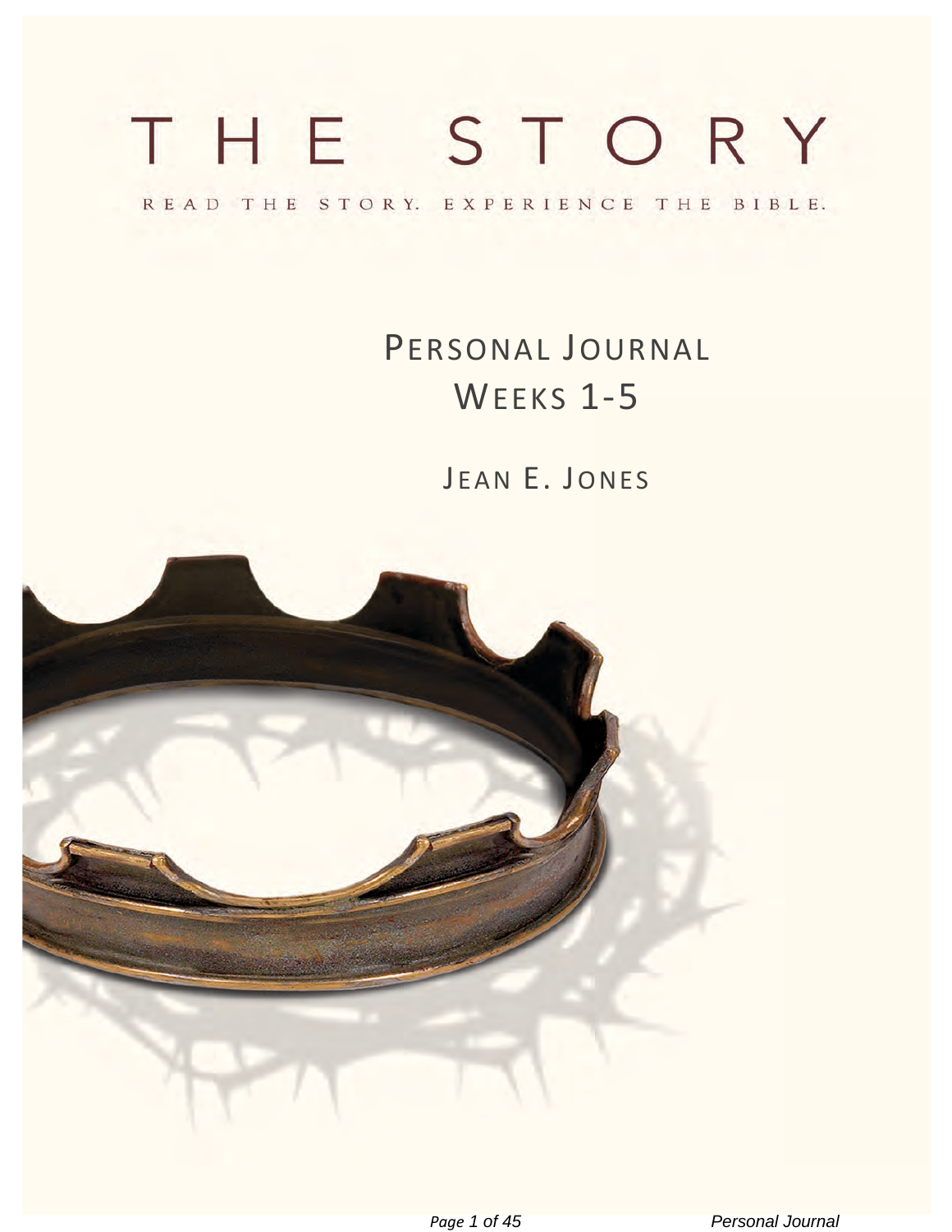# THE STORY

READ THE STORY. EXPERIENCE THE BIBLE.

## PERSONAL JOURNAL
## WEEKS 1-5

JEAN E. JONES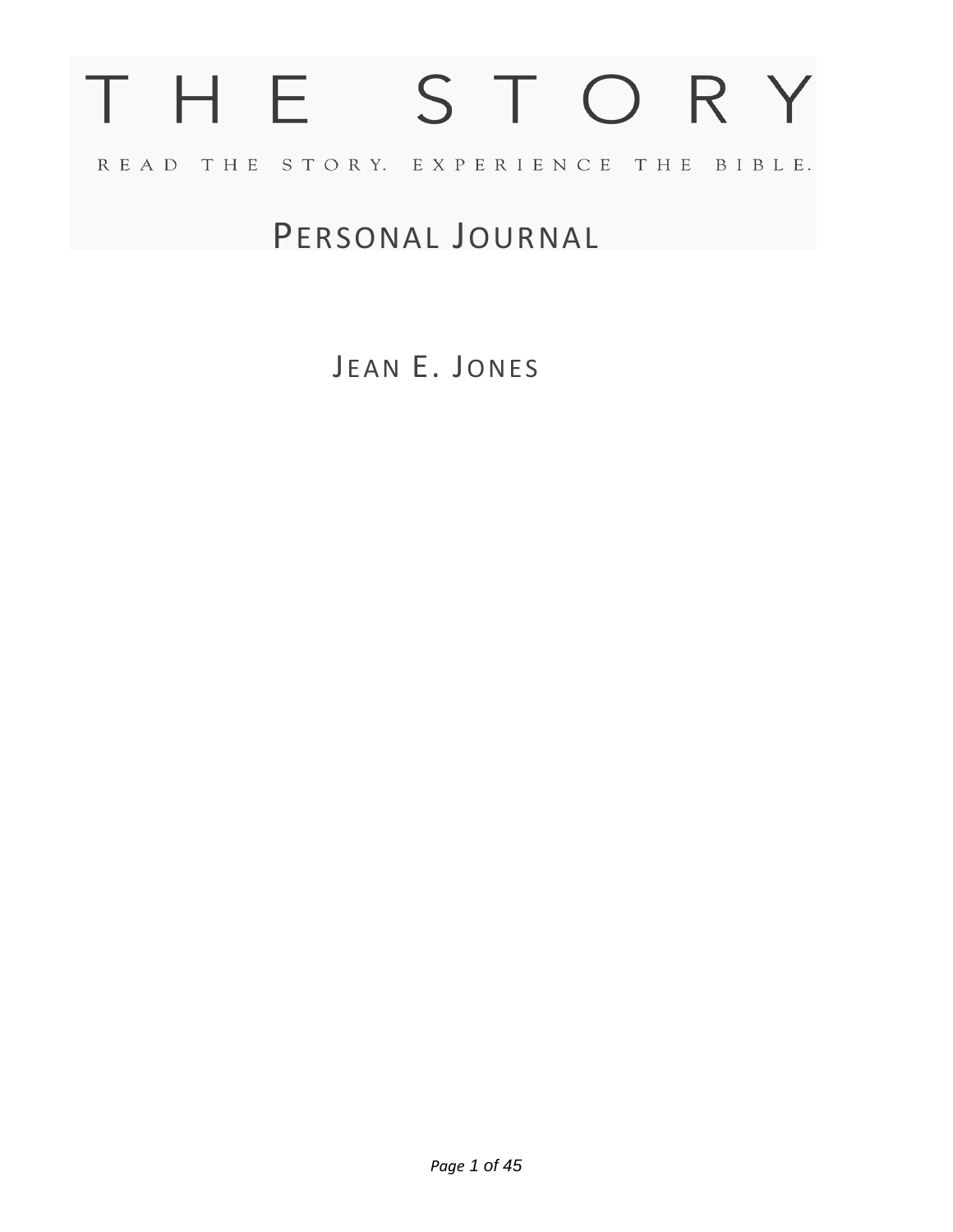# THE STORY

READ THE STORY. EXPERIENCE THE BIBLE.

## Personal Journal

### Jean E. Jones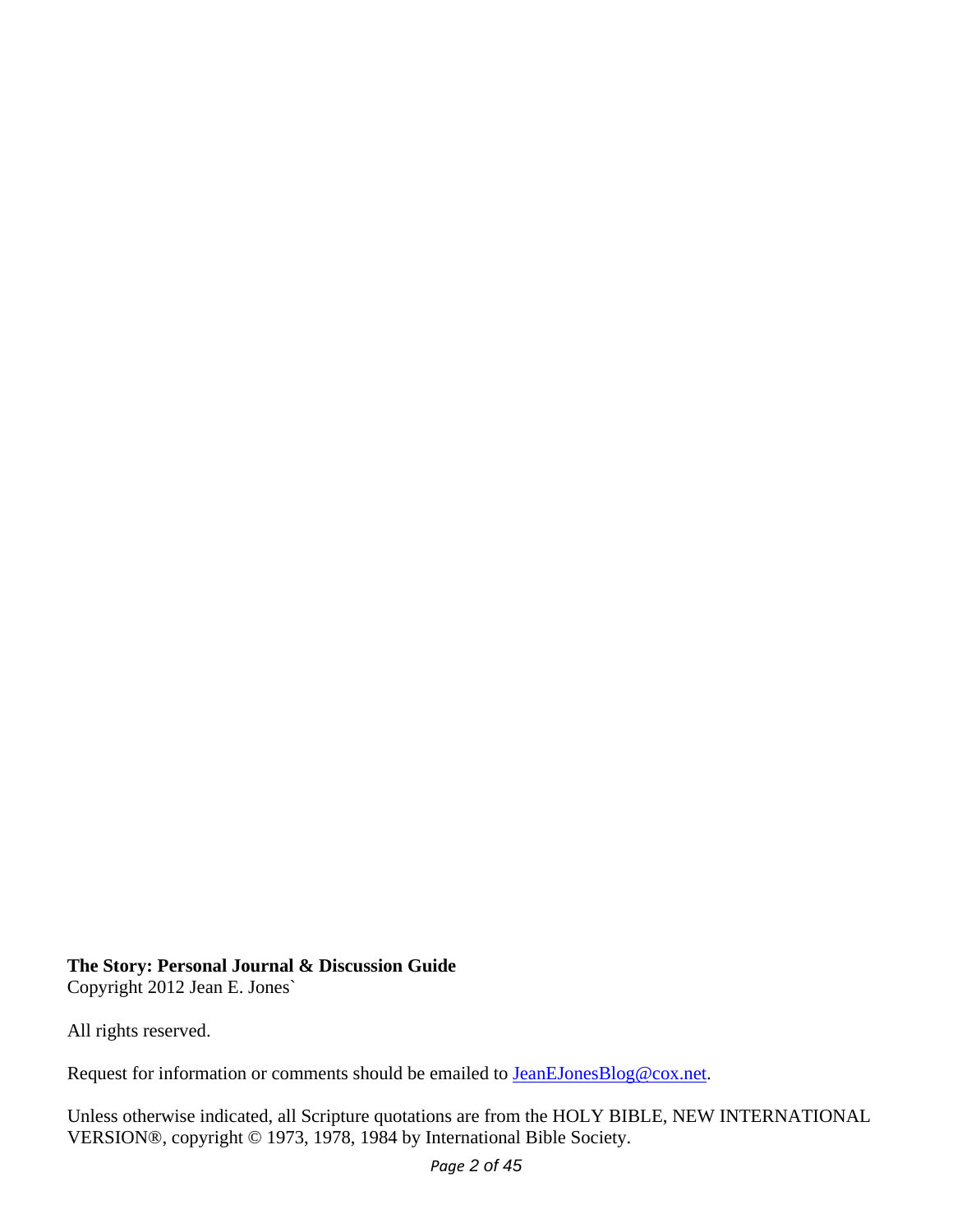**The Story: Personal Journal & Discussion Guide**
Copyright 2012 Jean E. Jones`

All rights reserved.

Request for information or comments should be emailed to [JeanEJonesBlog@cox.net](mailto:JeanEJonesBlog@cox.net).

Unless otherwise indicated, all Scripture quotations are from the HOLY BIBLE, NEW INTERNATIONAL VERSION®, copyright © 1973, 1978, 1984 by International Bible Society.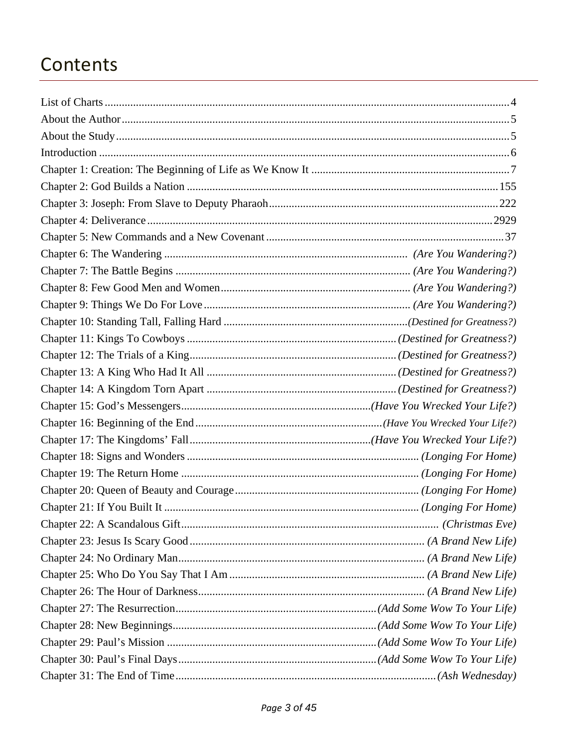# Contents

List of Charts ........................................................................................................................................ 4
About the Author ................................................................................................................................... 5
About the Study ..................................................................................................................................... 5
Introduction ........................................................................................................................................... 6
Chapter 1: Creation: The Beginning of Life as We Know It ..................................................................... 7
Chapter 2: God Builds a Nation ............................................................................................................ 155
Chapter 3: Joseph: From Slave to Deputy Pharaoh ............................................................................... 222
Chapter 4: Deliverance ........................................................................................................................ 2929
Chapter 5: New Commands and a New Covenant .................................................................................. 37
Chapter 6: The Wandering ..................................................................................... *(Are You Wandering?)*
Chapter 7: The Battle Begins .................................................................................. *(Are You Wandering?)*
Chapter 8: Few Good Men and Women ................................................................... *(Are You Wandering?)*
Chapter 9: Things We Do For Love ......................................................................... *(Are You Wandering?)*
Chapter 10: Standing Tall, Falling Hard ................................................................ *(Destined for Greatness?)*
Chapter 11: Kings To Cowboys .............................................................................. *(Destined for Greatness?)*
Chapter 12: The Trials of a King ............................................................................ *(Destined for Greatness?)*
Chapter 13: A King Who Had It All ........................................................................ *(Destined for Greatness?)*
Chapter 14: A Kingdom Torn Apart ....................................................................... *(Destined for Greatness?)*
Chapter 15: God's Messengers .............................................................................. *(Have You Wrecked Your Life?)*
Chapter 16: Beginning of the End .......................................................................... *(Have You Wrecked Your Life?)*
Chapter 17: The Kingdoms' Fall ............................................................................. *(Have You Wrecked Your Life?)*
Chapter 18: Signs and Wonders ............................................................................. *(Longing For Home)*
Chapter 19: The Return Home ................................................................................ *(Longing For Home)*
Chapter 20: Queen of Beauty and Courage ............................................................ *(Longing For Home)*
Chapter 21: If You Built It ...................................................................................... *(Longing For Home)*
Chapter 22: A Scandalous Gift ................................................................................ *(Christmas Eve)*
Chapter 23: Jesus Is Scary Good ............................................................................ *(A Brand New Life)*
Chapter 24: No Ordinary Man ................................................................................. *(A Brand New Life)*
Chapter 25: Who Do You Say That I Am ................................................................. *(A Brand New Life)*
Chapter 26: The Hour of Darkness .......................................................................... *(A Brand New Life)*
Chapter 27: The Resurrection ................................................................................. *(Add Some Wow To Your Life)*
Chapter 28: New Beginnings ................................................................................... *(Add Some Wow To Your Life)*
Chapter 29: Paul's Mission ..................................................................................... *(Add Some Wow To Your Life)*
Chapter 30: Paul's Final Days ................................................................................. *(Add Some Wow To Your Life)*
Chapter 31: The End of Time .................................................................................. *(Ash Wednesday)*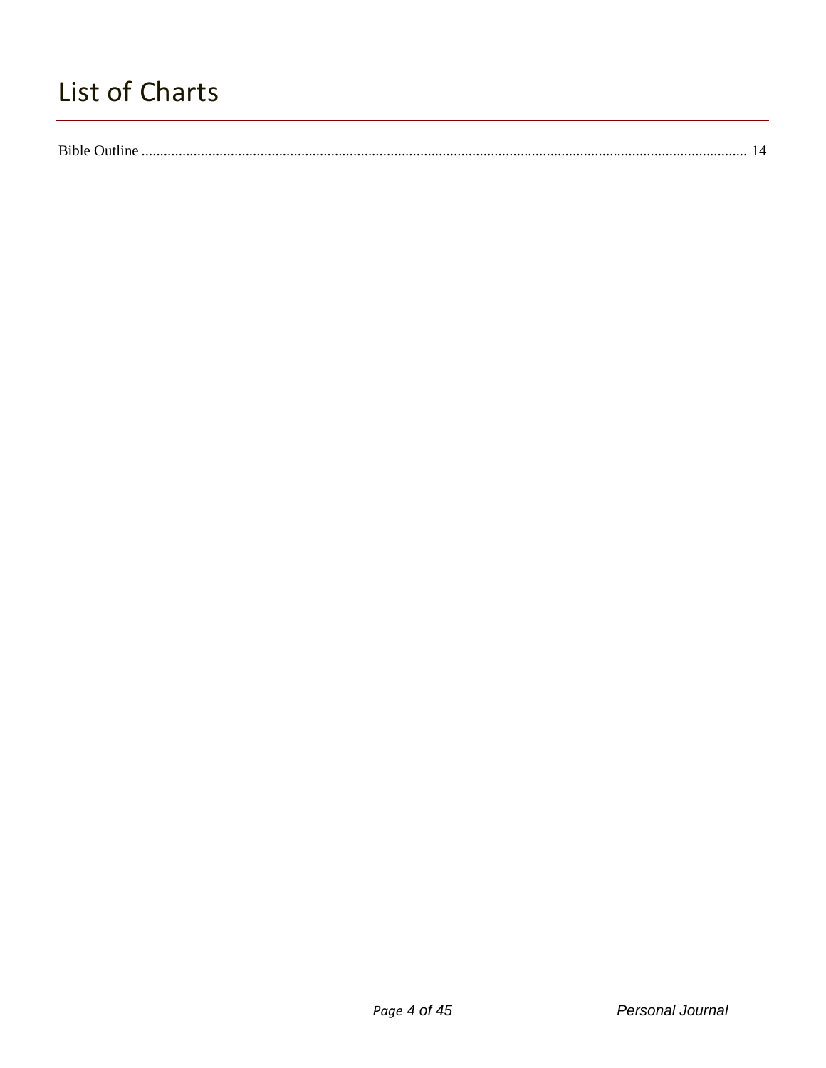# List of Charts

Bible Outline ........................................................................................................................................................ 14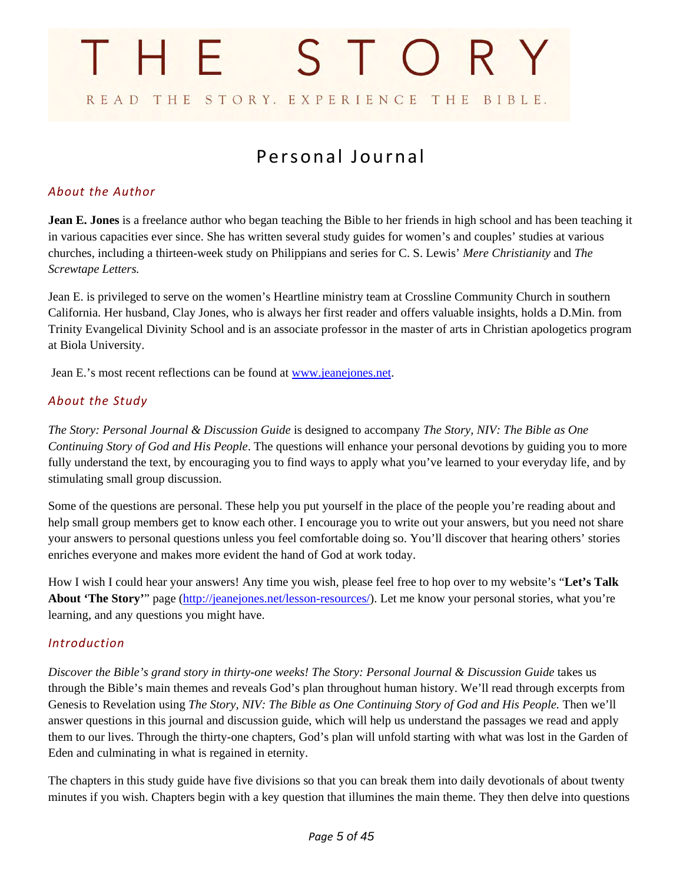# THE STORY

READ THE STORY. EXPERIENCE THE BIBLE.

## Personal Journal

### *About the Author*

**Jean E. Jones** is a freelance author who began teaching the Bible to her friends in high school and has been teaching it in various capacities ever since. She has written several study guides for women's and couples' studies at various churches, including a thirteen-week study on Philippians and series for C. S. Lewis' *Mere Christianity* and *The Screwtape Letters.*

Jean E. is privileged to serve on the women's Heartline ministry team at Crossline Community Church in southern California. Her husband, Clay Jones, who is always her first reader and offers valuable insights, holds a D.Min. from Trinity Evangelical Divinity School and is an associate professor in the master of arts in Christian apologetics program at Biola University.

Jean E.'s most recent reflections can be found at [www.jeanejones.net](http://www.jeanejones.net).

### *About the Study*

*The Story: Personal Journal & Discussion Guide* is designed to accompany *The Story, NIV: The Bible as One Continuing Story of God and His People*. The questions will enhance your personal devotions by guiding you to more fully understand the text, by encouraging you to find ways to apply what you've learned to your everyday life, and by stimulating small group discussion.

Some of the questions are personal. These help you put yourself in the place of the people you're reading about and help small group members get to know each other. I encourage you to write out your answers, but you need not share your answers to personal questions unless you feel comfortable doing so. You'll discover that hearing others' stories enriches everyone and makes more evident the hand of God at work today.

How I wish I could hear your answers! Any time you wish, please feel free to hop over to my website's "**Let's Talk About 'The Story'**" page ([http://jeanejones.net/lesson-resources/](http://jeanejones.net/lesson-resources/)). Let me know your personal stories, what you're learning, and any questions you might have.

### *Introduction*

*Discover the Bible's grand story in thirty-one weeks! The Story: Personal Journal & Discussion Guide* takes us through the Bible's main themes and reveals God's plan throughout human history. We'll read through excerpts from Genesis to Revelation using *The Story, NIV: The Bible as One Continuing Story of God and His People.* Then we'll answer questions in this journal and discussion guide, which will help us understand the passages we read and apply them to our lives. Through the thirty-one chapters, God's plan will unfold starting with what was lost in the Garden of Eden and culminating in what is regained in eternity.

The chapters in this study guide have five divisions so that you can break them into daily devotionals of about twenty minutes if you wish. Chapters begin with a key question that illumines the main theme. They then delve into questions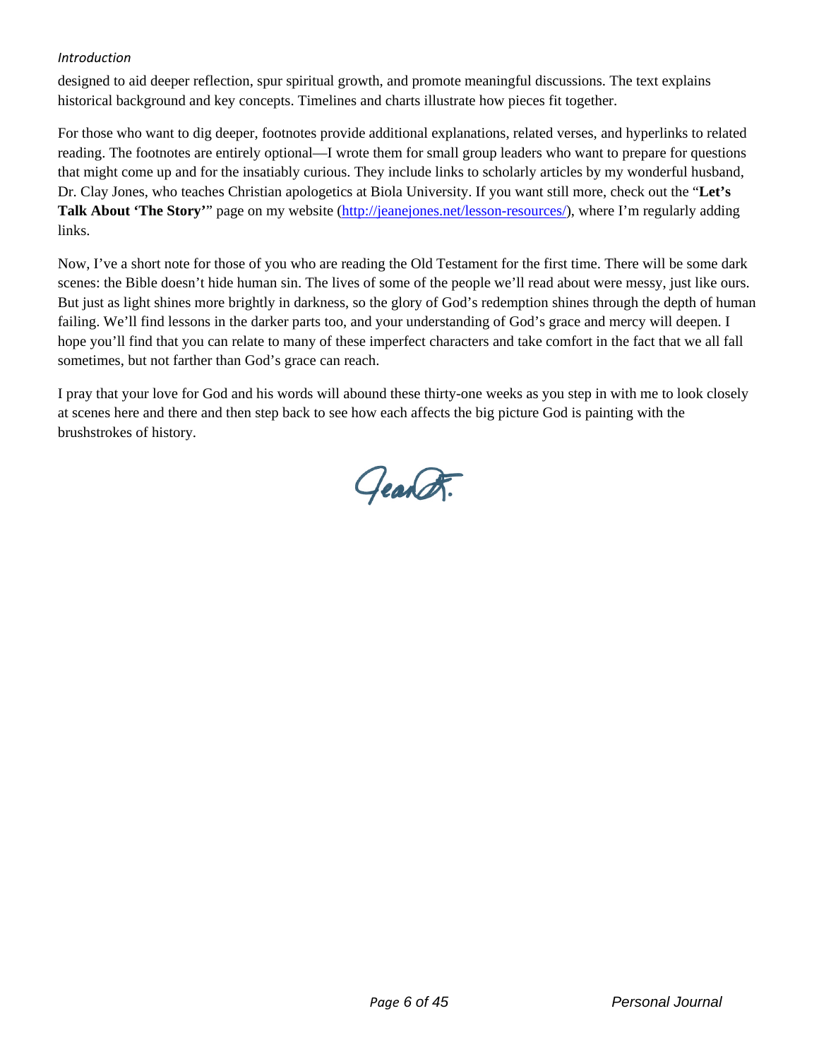designed to aid deeper reflection, spur spiritual growth, and promote meaningful discussions. The text explains historical background and key concepts. Timelines and charts illustrate how pieces fit together.

For those who want to dig deeper, footnotes provide additional explanations, related verses, and hyperlinks to related reading. The footnotes are entirely optional—I wrote them for small group leaders who want to prepare for questions that might come up and for the insatiably curious. They include links to scholarly articles by my wonderful husband, Dr. Clay Jones, who teaches Christian apologetics at Biola University. If you want still more, check out the "**Let's Talk About 'The Story'**" page on my website (http://jeanejones.net/lesson-resources/), where I'm regularly adding links.

Now, I've a short note for those of you who are reading the Old Testament for the first time. There will be some dark scenes: the Bible doesn't hide human sin. The lives of some of the people we'll read about were messy, just like ours. But just as light shines more brightly in darkness, so the glory of God's redemption shines through the depth of human failing. We'll find lessons in the darker parts too, and your understanding of God's grace and mercy will deepen. I hope you'll find that you can relate to many of these imperfect characters and take comfort in the fact that we all fall sometimes, but not farther than God's grace can reach.

I pray that your love for God and his words will abound these thirty-one weeks as you step in with me to look closely at scenes here and there and then step back to see how each affects the big picture God is painting with the brushstrokes of history.

Jean E.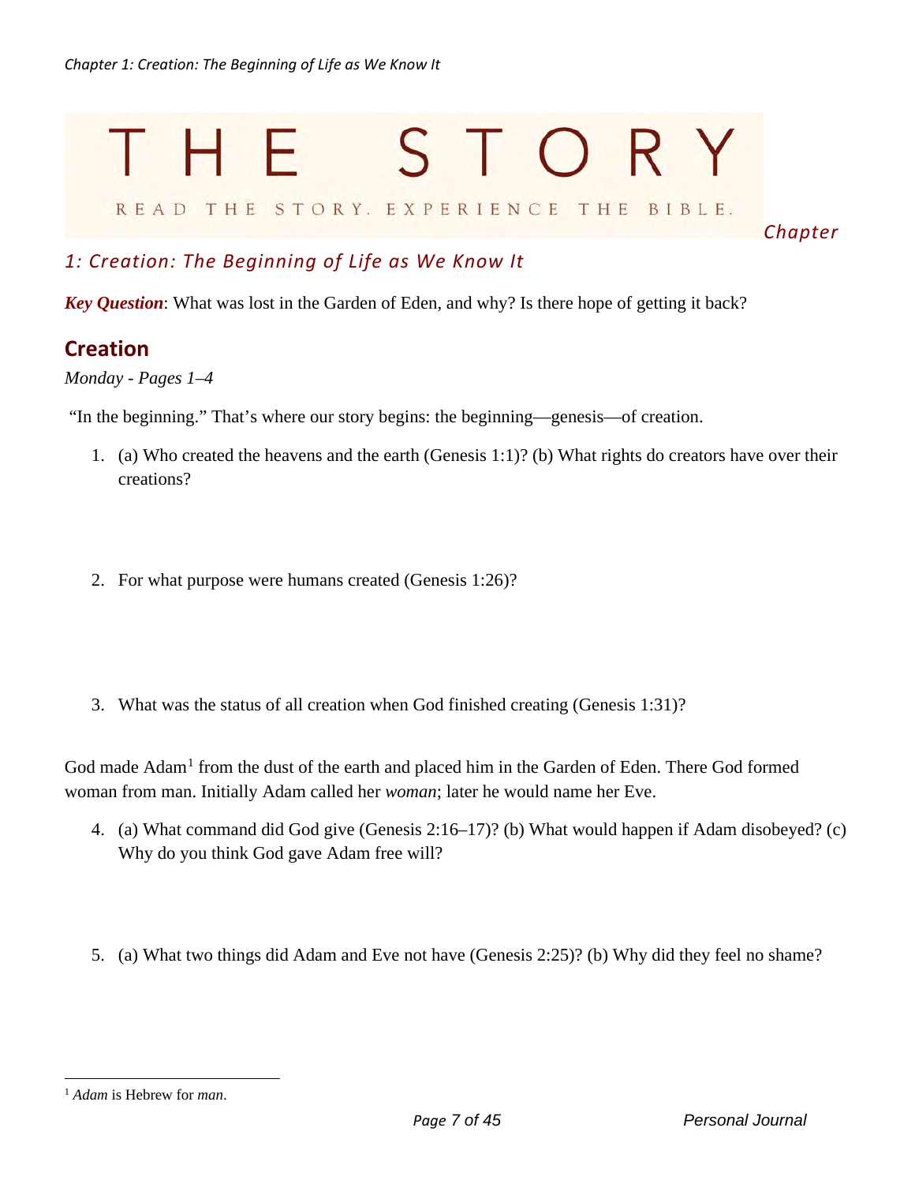# THE STORY

READ THE STORY. EXPERIENCE THE BIBLE.

## *Chapter 1: Creation: The Beginning of Life as We Know It*

***Key Question***: What was lost in the Garden of Eden, and why? Is there hope of getting it back?

## Creation

*Monday - Pages 1–4*

"In the beginning." That's where our story begins: the beginning—genesis—of creation.

1. (a) Who created the heavens and the earth (Genesis 1:1)? (b) What rights do creators have over their creations?

2. For what purpose were humans created (Genesis 1:26)?

3. What was the status of all creation when God finished creating (Genesis 1:31)?

God made Adam[1] from the dust of the earth and placed him in the Garden of Eden. There God formed woman from man. Initially Adam called her *woman*; later he would name her Eve.

4. (a) What command did God give (Genesis 2:16–17)? (b) What would happen if Adam disobeyed? (c) Why do you think God gave Adam free will?

5. (a) What two things did Adam and Eve not have (Genesis 2:25)? (b) Why did they feel no shame?

---

[1] *Adam* is Hebrew for *man*.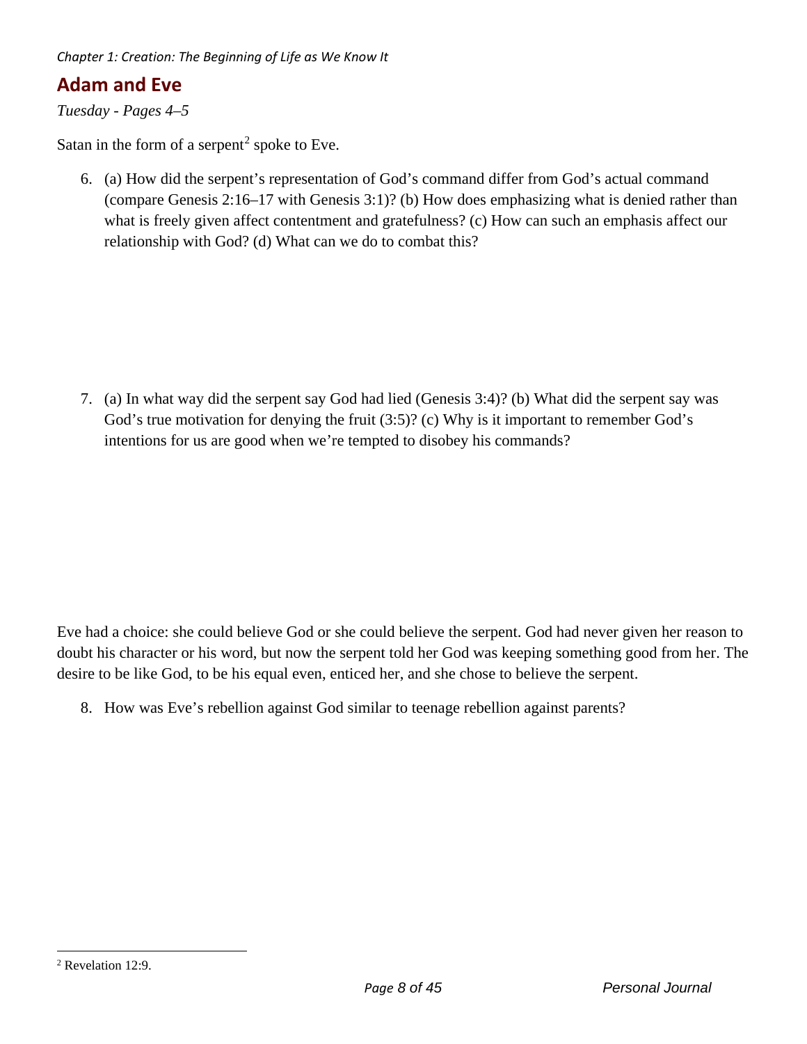## Adam and Eve

*Tuesday - Pages 4–5*

Satan in the form of a serpent[2] spoke to Eve.

6. (a) How did the serpent's representation of God's command differ from God's actual command (compare Genesis 2:16–17 with Genesis 3:1)? (b) How does emphasizing what is denied rather than what is freely given affect contentment and gratefulness? (c) How can such an emphasis affect our relationship with God? (d) What can we do to combat this?

7. (a) In what way did the serpent say God had lied (Genesis 3:4)? (b) What did the serpent say was God's true motivation for denying the fruit (3:5)? (c) Why is it important to remember God's intentions for us are good when we're tempted to disobey his commands?

Eve had a choice: she could believe God or she could believe the serpent. God had never given her reason to doubt his character or his word, but now the serpent told her God was keeping something good from her. The desire to be like God, to be his equal even, enticed her, and she chose to believe the serpent.

8. How was Eve's rebellion against God similar to teenage rebellion against parents?

[2] Revelation 12:9.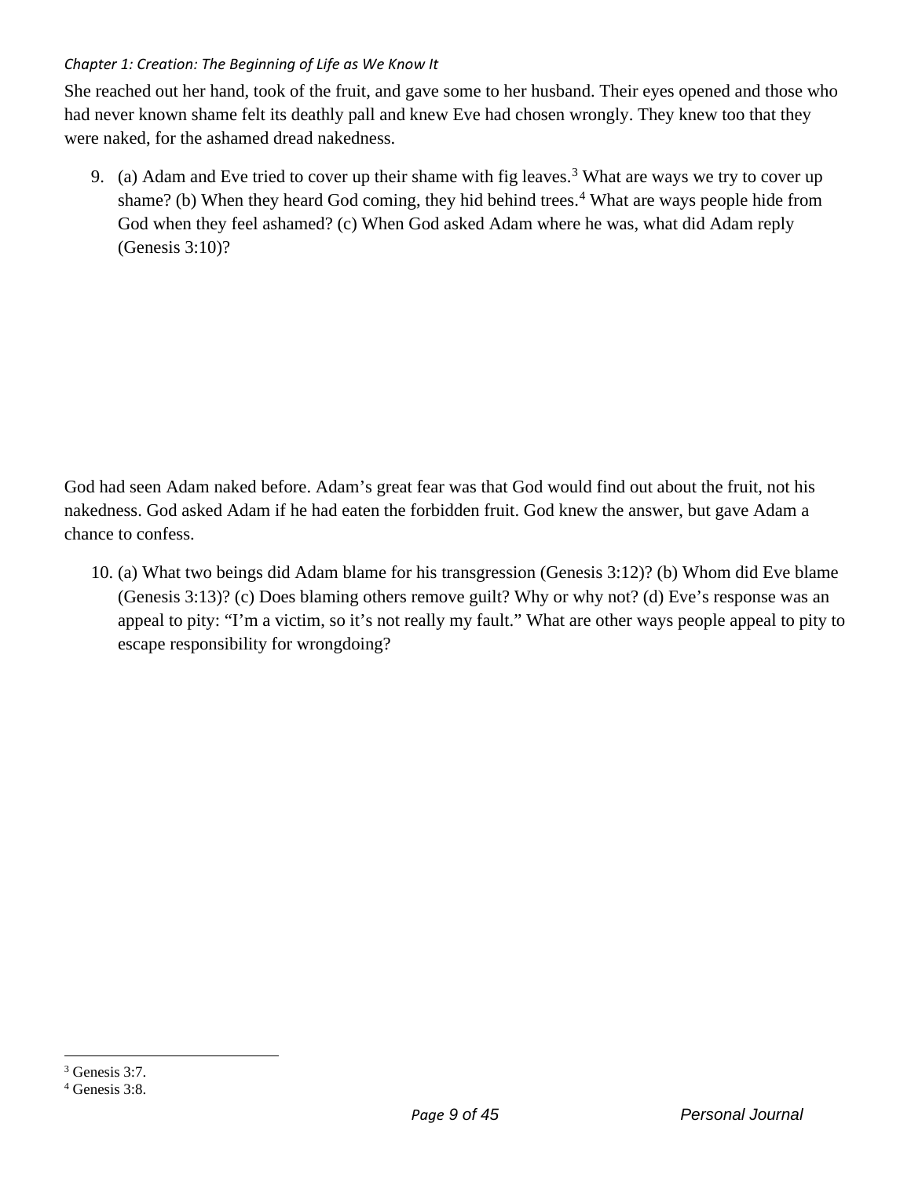She reached out her hand, took of the fruit, and gave some to her husband. Their eyes opened and those who had never known shame felt its deathly pall and knew Eve had chosen wrongly. They knew too that they were naked, for the ashamed dread nakedness.

9. (a) Adam and Eve tried to cover up their shame with fig leaves.[3] What are ways we try to cover up shame? (b) When they heard God coming, they hid behind trees.[4] What are ways people hide from God when they feel ashamed? (c) When God asked Adam where he was, what did Adam reply (Genesis 3:10)?

God had seen Adam naked before. Adam's great fear was that God would find out about the fruit, not his nakedness. God asked Adam if he had eaten the forbidden fruit. God knew the answer, but gave Adam a chance to confess.

10. (a) What two beings did Adam blame for his transgression (Genesis 3:12)? (b) Whom did Eve blame (Genesis 3:13)? (c) Does blaming others remove guilt? Why or why not? (d) Eve's response was an appeal to pity: "I'm a victim, so it's not really my fault." What are other ways people appeal to pity to escape responsibility for wrongdoing?

---

[3] Genesis 3:7.

[4] Genesis 3:8.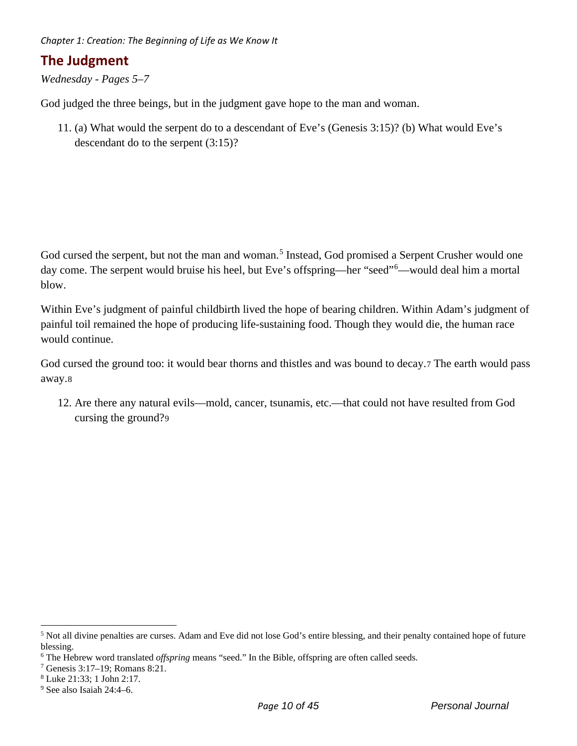## The Judgment

*Wednesday - Pages 5–7*

God judged the three beings, but in the judgment gave hope to the man and woman.

11. (a) What would the serpent do to a descendant of Eve's (Genesis 3:15)? (b) What would Eve's descendant do to the serpent (3:15)?

God cursed the serpent, but not the man and woman.[5] Instead, God promised a Serpent Crusher would one day come. The serpent would bruise his heel, but Eve's offspring—her "seed"[6]—would deal him a mortal blow.

Within Eve's judgment of painful childbirth lived the hope of bearing children. Within Adam's judgment of painful toil remained the hope of producing life-sustaining food. Though they would die, the human race would continue.

God cursed the ground too: it would bear thorns and thistles and was bound to decay.[7] The earth would pass away.[8]

12. Are there any natural evils—mold, cancer, tsunamis, etc.—that could not have resulted from God cursing the ground?[9]

---

[5] Not all divine penalties are curses. Adam and Eve did not lose God's entire blessing, and their penalty contained hope of future blessing.

[6] The Hebrew word translated *offspring* means "seed." In the Bible, offspring are often called seeds.

[7] Genesis 3:17–19; Romans 8:21.

[8] Luke 21:33; 1 John 2:17.

[9] See also Isaiah 24:4–6.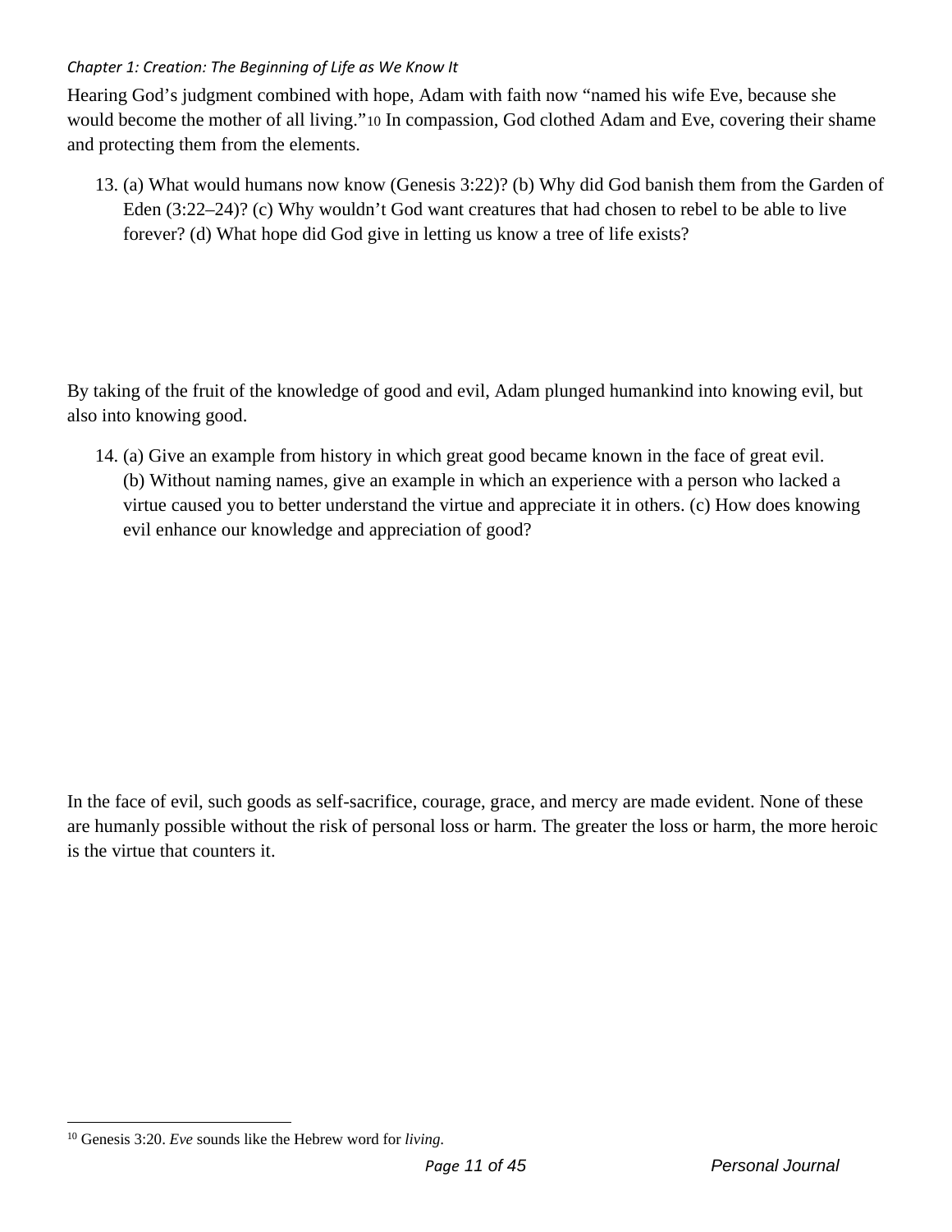Hearing God’s judgment combined with hope, Adam with faith now “named his wife Eve, because she would become the mother of all living.”[10] In compassion, God clothed Adam and Eve, covering their shame and protecting them from the elements.

13. (a) What would humans now know (Genesis 3:22)? (b) Why did God banish them from the Garden of Eden (3:22–24)? (c) Why wouldn’t God want creatures that had chosen to rebel to be able to live forever? (d) What hope did God give in letting us know a tree of life exists?

By taking of the fruit of the knowledge of good and evil, Adam plunged humankind into knowing evil, but also into knowing good.

14. (a) Give an example from history in which great good became known in the face of great evil. (b) Without naming names, give an example in which an experience with a person who lacked a virtue caused you to better understand the virtue and appreciate it in others. (c) How does knowing evil enhance our knowledge and appreciation of good?

In the face of evil, such goods as self-sacrifice, courage, grace, and mercy are made evident. None of these are humanly possible without the risk of personal loss or harm. The greater the loss or harm, the more heroic is the virtue that counters it.

[10] Genesis 3:20. *Eve* sounds like the Hebrew word for *living*.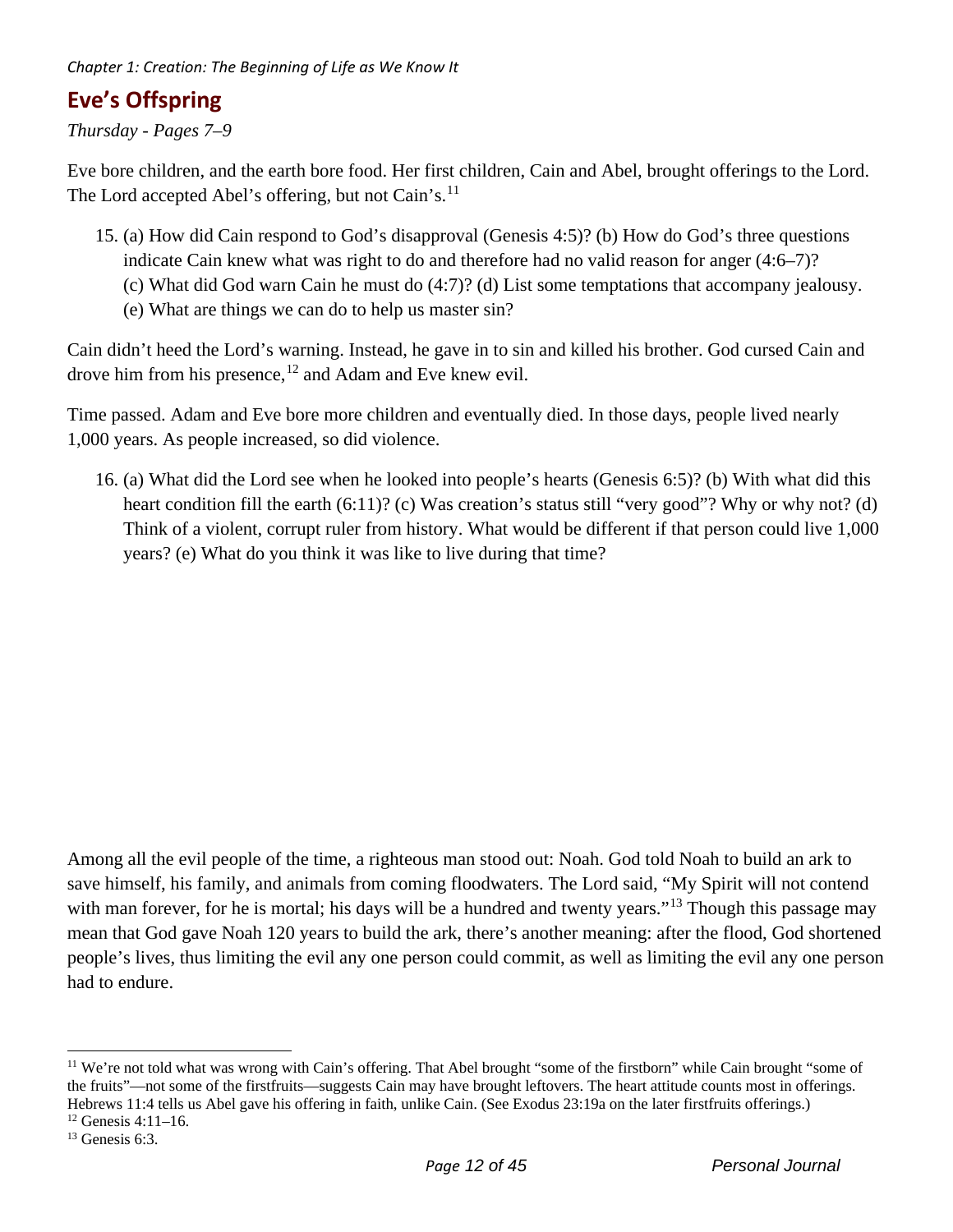## Eve's Offspring

*Thursday - Pages 7–9*

Eve bore children, and the earth bore food. Her first children, Cain and Abel, brought offerings to the Lord. The Lord accepted Abel's offering, but not Cain's.[11]

15. (a) How did Cain respond to God's disapproval (Genesis 4:5)? (b) How do God's three questions indicate Cain knew what was right to do and therefore had no valid reason for anger (4:6–7)? (c) What did God warn Cain he must do (4:7)? (d) List some temptations that accompany jealousy. (e) What are things we can do to help us master sin?

Cain didn't heed the Lord's warning. Instead, he gave in to sin and killed his brother. God cursed Cain and drove him from his presence,[12] and Adam and Eve knew evil.

Time passed. Adam and Eve bore more children and eventually died. In those days, people lived nearly 1,000 years. As people increased, so did violence.

16. (a) What did the Lord see when he looked into people's hearts (Genesis 6:5)? (b) With what did this heart condition fill the earth (6:11)? (c) Was creation's status still "very good"? Why or why not? (d) Think of a violent, corrupt ruler from history. What would be different if that person could live 1,000 years? (e) What do you think it was like to live during that time?

Among all the evil people of the time, a righteous man stood out: Noah. God told Noah to build an ark to save himself, his family, and animals from coming floodwaters. The Lord said, "My Spirit will not contend with man forever, for he is mortal; his days will be a hundred and twenty years."[13] Though this passage may mean that God gave Noah 120 years to build the ark, there's another meaning: after the flood, God shortened people's lives, thus limiting the evil any one person could commit, as well as limiting the evil any one person had to endure.

---

[11] We're not told what was wrong with Cain's offering. That Abel brought "some of the firstborn" while Cain brought "some of the fruits"—not some of the firstfruits—suggests Cain may have brought leftovers. The heart attitude counts most in offerings. Hebrews 11:4 tells us Abel gave his offering in faith, unlike Cain. (See Exodus 23:19a on the later firstfruits offerings.)

[12] Genesis 4:11–16.

[13] Genesis 6:3.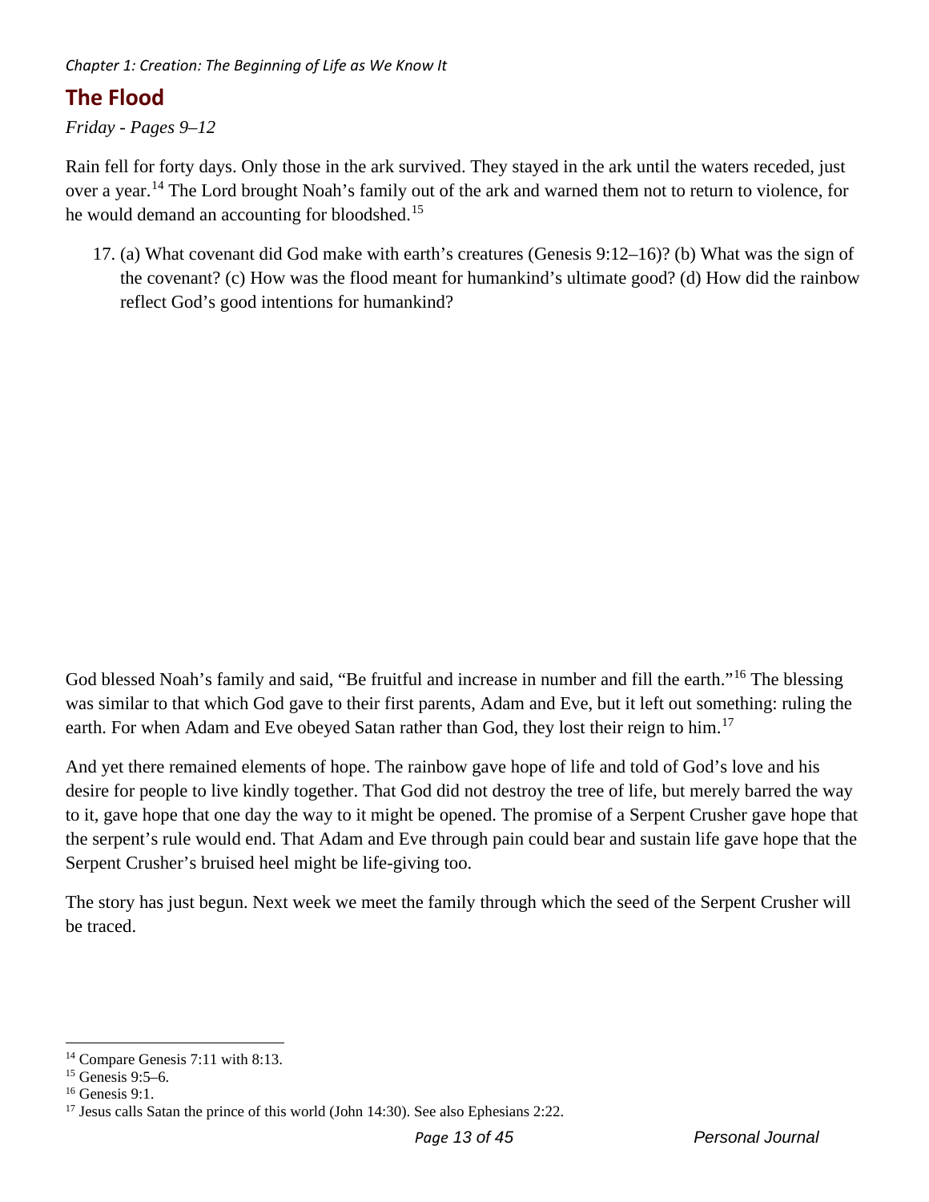## The Flood

*Friday - Pages 9–12*

Rain fell for forty days. Only those in the ark survived. They stayed in the ark until the waters receded, just over a year.[14] The Lord brought Noah's family out of the ark and warned them not to return to violence, for he would demand an accounting for bloodshed.[15]

17. (a) What covenant did God make with earth's creatures (Genesis 9:12–16)? (b) What was the sign of the covenant? (c) How was the flood meant for humankind's ultimate good? (d) How did the rainbow reflect God's good intentions for humankind?

God blessed Noah's family and said, "Be fruitful and increase in number and fill the earth."[16] The blessing was similar to that which God gave to their first parents, Adam and Eve, but it left out something: ruling the earth. For when Adam and Eve obeyed Satan rather than God, they lost their reign to him.[17]

And yet there remained elements of hope. The rainbow gave hope of life and told of God's love and his desire for people to live kindly together. That God did not destroy the tree of life, but merely barred the way to it, gave hope that one day the way to it might be opened. The promise of a Serpent Crusher gave hope that the serpent's rule would end. That Adam and Eve through pain could bear and sustain life gave hope that the Serpent Crusher's bruised heel might be life-giving too.

The story has just begun. Next week we meet the family through which the seed of the Serpent Crusher will be traced.

---

[14] Compare Genesis 7:11 with 8:13.

[15] Genesis 9:5–6.

[16] Genesis 9:1.

[17] Jesus calls Satan the prince of this world (John 14:30). See also Ephesians 2:22.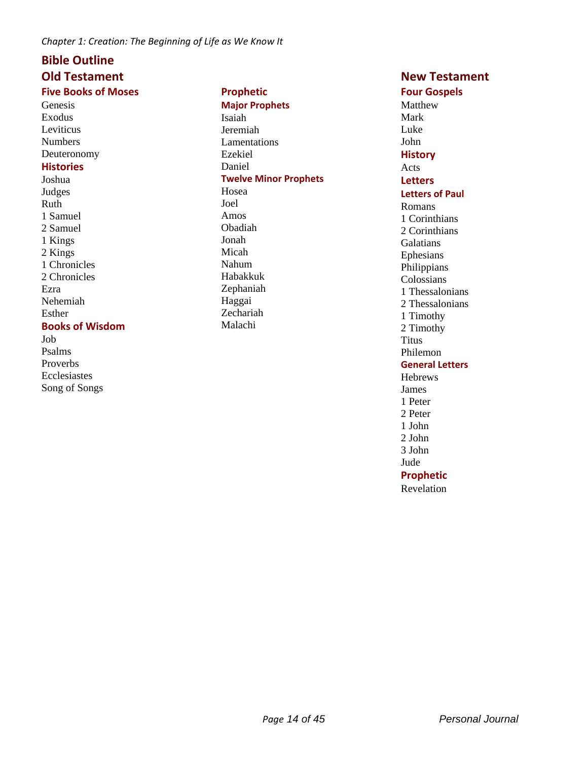# Bible Outline

## Old Testament

### Five Books of Moses

Genesis
Exodus
Leviticus
Numbers
Deuteronomy

### Histories

Joshua
Judges
Ruth
1 Samuel
2 Samuel
1 Kings
2 Kings
1 Chronicles
2 Chronicles
Ezra
Nehemiah
Esther

### Books of Wisdom

Job
Psalms
Proverbs
Ecclesiastes
Song of Songs

### Prophetic

#### Major Prophets

Isaiah
Jeremiah
Lamentations
Ezekiel
Daniel

#### Twelve Minor Prophets

Hosea
Joel
Amos
Obadiah
Jonah
Micah
Nahum
Habakkuk
Zephaniah
Haggai
Zechariah
Malachi

## New Testament

### Four Gospels

Matthew
Mark
Luke
John

### History

Acts

### Letters

#### Letters of Paul

Romans
1 Corinthians
2 Corinthians
Galatians
Ephesians
Philippians
Colossians
1 Thessalonians
2 Thessalonians
1 Timothy
2 Timothy
Titus
Philemon

#### General Letters

Hebrews
James
1 Peter
2 Peter
1 John
2 John
3 John
Jude

### Prophetic

Revelation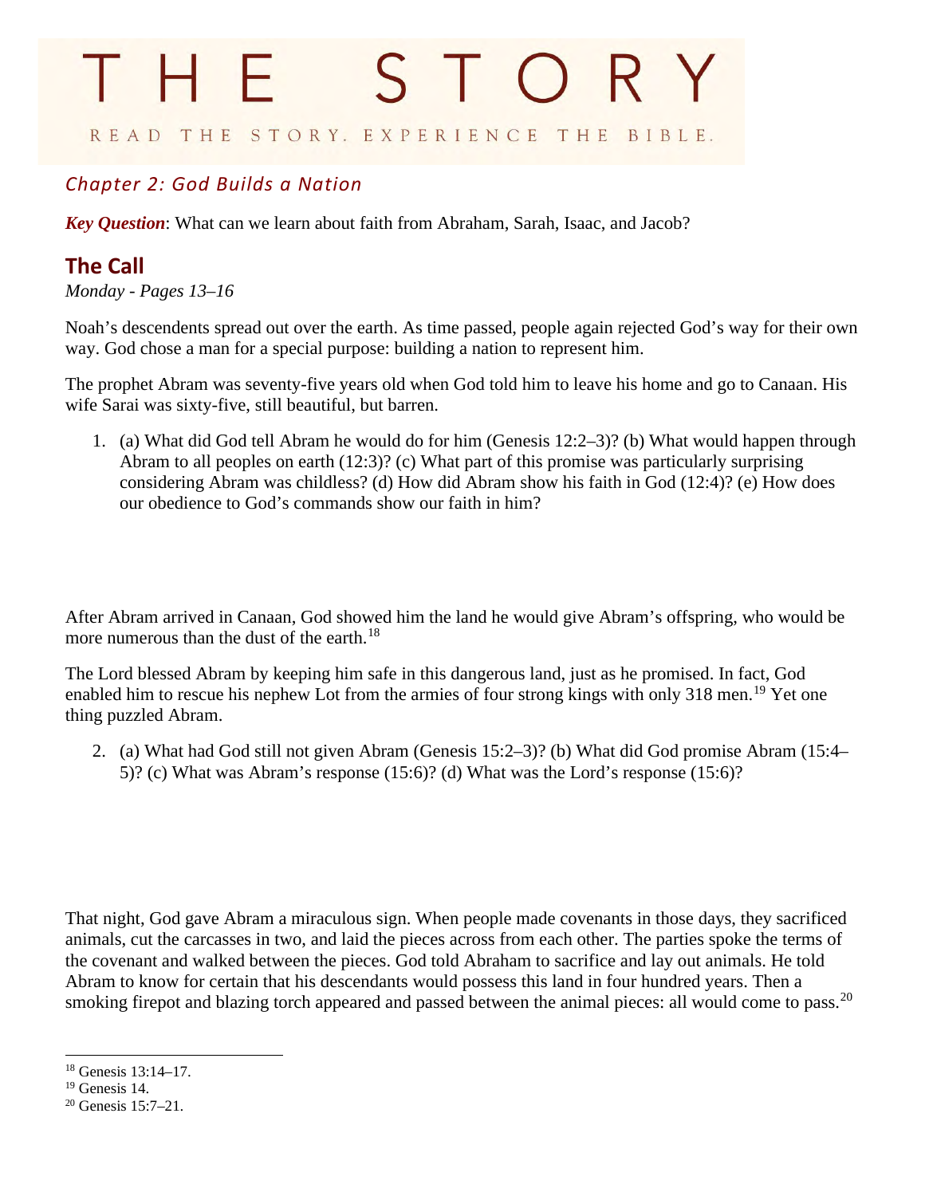# THE STORY

READ THE STORY. EXPERIENCE THE BIBLE.

*Chapter 2: God Builds a Nation*

***Key Question***: What can we learn about faith from Abraham, Sarah, Isaac, and Jacob?

## The Call

*Monday - Pages 13–16*

Noah's descendents spread out over the earth. As time passed, people again rejected God's way for their own way. God chose a man for a special purpose: building a nation to represent him.

The prophet Abram was seventy-five years old when God told him to leave his home and go to Canaan. His wife Sarai was sixty-five, still beautiful, but barren.

1. (a) What did God tell Abram he would do for him (Genesis 12:2–3)? (b) What would happen through Abram to all peoples on earth (12:3)? (c) What part of this promise was particularly surprising considering Abram was childless? (d) How did Abram show his faith in God (12:4)? (e) How does our obedience to God's commands show our faith in him?

After Abram arrived in Canaan, God showed him the land he would give Abram's offspring, who would be more numerous than the dust of the earth.[18]

The Lord blessed Abram by keeping him safe in this dangerous land, just as he promised. In fact, God enabled him to rescue his nephew Lot from the armies of four strong kings with only 318 men.[19] Yet one thing puzzled Abram.

2. (a) What had God still not given Abram (Genesis 15:2–3)? (b) What did God promise Abram (15:4–5)? (c) What was Abram's response (15:6)? (d) What was the Lord's response (15:6)?

That night, God gave Abram a miraculous sign. When people made covenants in those days, they sacrificed animals, cut the carcasses in two, and laid the pieces across from each other. The parties spoke the terms of the covenant and walked between the pieces. God told Abraham to sacrifice and lay out animals. He told Abram to know for certain that his descendants would possess this land in four hundred years. Then a smoking firepot and blazing torch appeared and passed between the animal pieces: all would come to pass.[20]

---

[18] Genesis 13:14–17.

[19] Genesis 14.

[20] Genesis 15:7–21.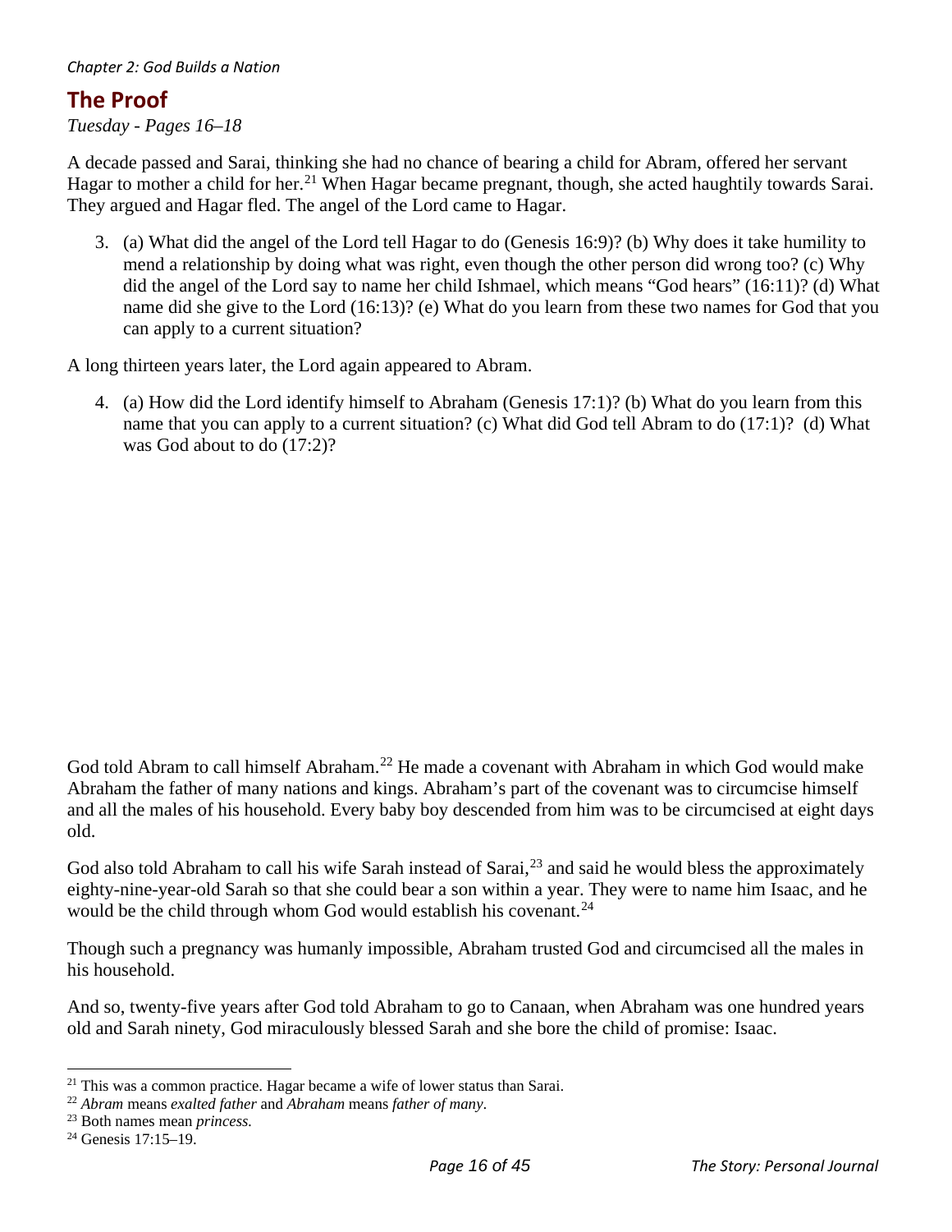*Chapter 2: God Builds a Nation*

## The Proof

*Tuesday - Pages 16–18*

A decade passed and Sarai, thinking she had no chance of bearing a child for Abram, offered her servant Hagar to mother a child for her.[21] When Hagar became pregnant, though, she acted haughtily towards Sarai. They argued and Hagar fled. The angel of the Lord came to Hagar.

3. (a) What did the angel of the Lord tell Hagar to do (Genesis 16:9)? (b) Why does it take humility to mend a relationship by doing what was right, even though the other person did wrong too? (c) Why did the angel of the Lord say to name her child Ishmael, which means "God hears" (16:11)? (d) What name did she give to the Lord (16:13)? (e) What do you learn from these two names for God that you can apply to a current situation?

A long thirteen years later, the Lord again appeared to Abram.

4. (a) How did the Lord identify himself to Abraham (Genesis 17:1)? (b) What do you learn from this name that you can apply to a current situation? (c) What did God tell Abram to do (17:1)? (d) What was God about to do (17:2)?

God told Abram to call himself Abraham.[22] He made a covenant with Abraham in which God would make Abraham the father of many nations and kings. Abraham's part of the covenant was to circumcise himself and all the males of his household. Every baby boy descended from him was to be circumcised at eight days old.

God also told Abraham to call his wife Sarah instead of Sarai,[23] and said he would bless the approximately eighty-nine-year-old Sarah so that she could bear a son within a year. They were to name him Isaac, and he would be the child through whom God would establish his covenant.[24]

Though such a pregnancy was humanly impossible, Abraham trusted God and circumcised all the males in his household.

And so, twenty-five years after God told Abraham to go to Canaan, when Abraham was one hundred years old and Sarah ninety, God miraculously blessed Sarah and she bore the child of promise: Isaac.

---

[21] This was a common practice. Hagar became a wife of lower status than Sarai.

[22] *Abram* means *exalted father* and *Abraham* means *father of many*.

[23] Both names mean *princess*.

[24] Genesis 17:15–19.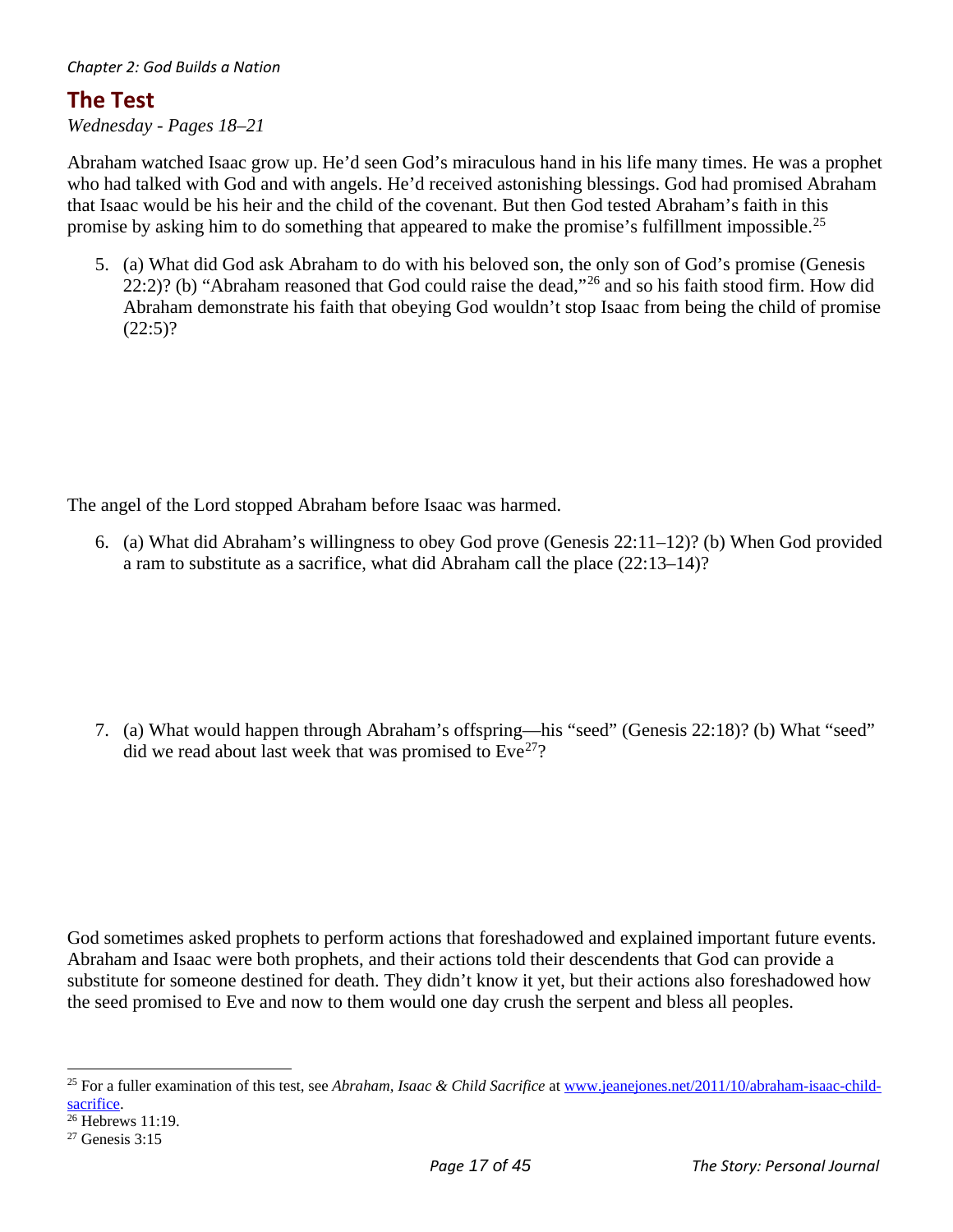*Chapter 2: God Builds a Nation*

## The Test

*Wednesday - Pages 18–21*

Abraham watched Isaac grow up. He'd seen God's miraculous hand in his life many times. He was a prophet who had talked with God and with angels. He'd received astonishing blessings. God had promised Abraham that Isaac would be his heir and the child of the covenant. But then God tested Abraham's faith in this promise by asking him to do something that appeared to make the promise's fulfillment impossible.[25]

5. (a) What did God ask Abraham to do with his beloved son, the only son of God's promise (Genesis 22:2)? (b) "Abraham reasoned that God could raise the dead,"[26] and so his faith stood firm. How did Abraham demonstrate his faith that obeying God wouldn't stop Isaac from being the child of promise (22:5)?

The angel of the Lord stopped Abraham before Isaac was harmed.

6. (a) What did Abraham's willingness to obey God prove (Genesis 22:11–12)? (b) When God provided a ram to substitute as a sacrifice, what did Abraham call the place (22:13–14)?

7. (a) What would happen through Abraham's offspring—his "seed" (Genesis 22:18)? (b) What "seed" did we read about last week that was promised to Eve[27]?

God sometimes asked prophets to perform actions that foreshadowed and explained important future events. Abraham and Isaac were both prophets, and their actions told their descendents that God can provide a substitute for someone destined for death. They didn't know it yet, but their actions also foreshadowed how the seed promised to Eve and now to them would one day crush the serpent and bless all peoples.

---

[25] For a fuller examination of this test, see *Abraham, Isaac & Child Sacrifice* at [www.jeanejones.net/2011/10/abraham-isaac-child-sacrifice](http://www.jeanejones.net/2011/10/abraham-isaac-child-sacrifice).

[26] Hebrews 11:19.

[27] Genesis 3:15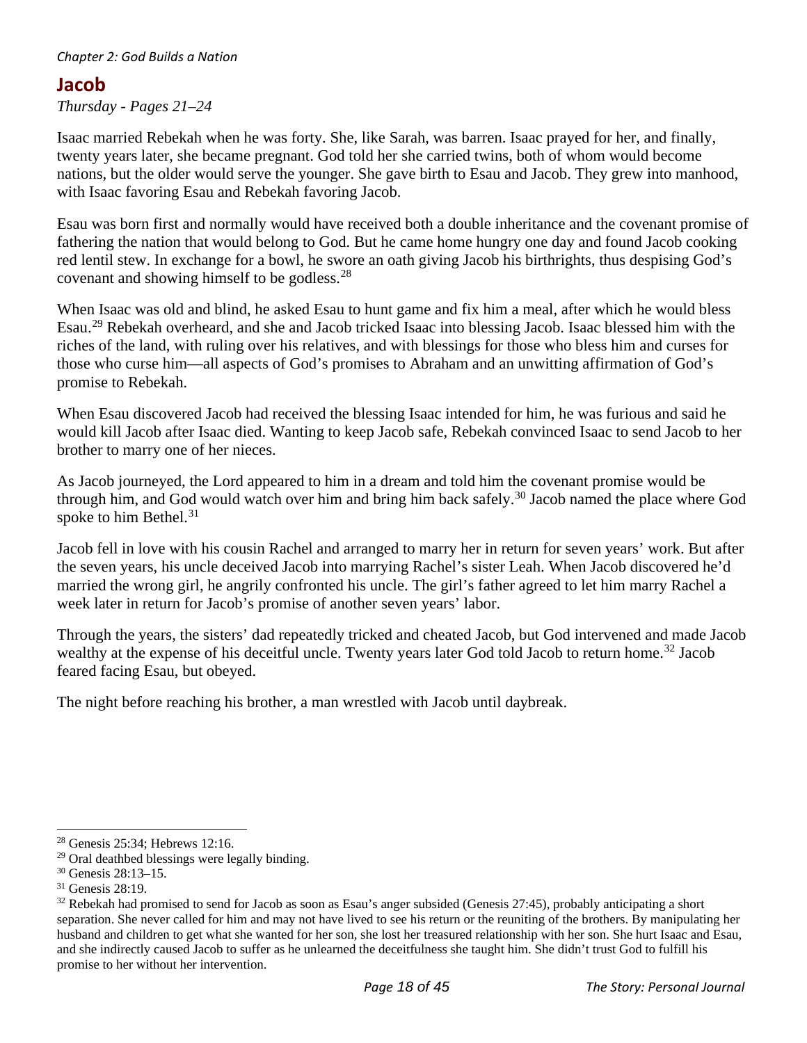## Jacob

*Thursday - Pages 21–24*

Isaac married Rebekah when he was forty. She, like Sarah, was barren. Isaac prayed for her, and finally, twenty years later, she became pregnant. God told her she carried twins, both of whom would become nations, but the older would serve the younger. She gave birth to Esau and Jacob. They grew into manhood, with Isaac favoring Esau and Rebekah favoring Jacob.

Esau was born first and normally would have received both a double inheritance and the covenant promise of fathering the nation that would belong to God. But he came home hungry one day and found Jacob cooking red lentil stew. In exchange for a bowl, he swore an oath giving Jacob his birthrights, thus despising God's covenant and showing himself to be godless.[28]

When Isaac was old and blind, he asked Esau to hunt game and fix him a meal, after which he would bless Esau.[29] Rebekah overheard, and she and Jacob tricked Isaac into blessing Jacob. Isaac blessed him with the riches of the land, with ruling over his relatives, and with blessings for those who bless him and curses for those who curse him—all aspects of God's promises to Abraham and an unwitting affirmation of God's promise to Rebekah.

When Esau discovered Jacob had received the blessing Isaac intended for him, he was furious and said he would kill Jacob after Isaac died. Wanting to keep Jacob safe, Rebekah convinced Isaac to send Jacob to her brother to marry one of her nieces.

As Jacob journeyed, the Lord appeared to him in a dream and told him the covenant promise would be through him, and God would watch over him and bring him back safely.[30] Jacob named the place where God spoke to him Bethel.[31]

Jacob fell in love with his cousin Rachel and arranged to marry her in return for seven years' work. But after the seven years, his uncle deceived Jacob into marrying Rachel's sister Leah. When Jacob discovered he'd married the wrong girl, he angrily confronted his uncle. The girl's father agreed to let him marry Rachel a week later in return for Jacob's promise of another seven years' labor.

Through the years, the sisters' dad repeatedly tricked and cheated Jacob, but God intervened and made Jacob wealthy at the expense of his deceitful uncle. Twenty years later God told Jacob to return home.[32] Jacob feared facing Esau, but obeyed.

The night before reaching his brother, a man wrestled with Jacob until daybreak.

---

[28] Genesis 25:34; Hebrews 12:16.

[29] Oral deathbed blessings were legally binding.

[30] Genesis 28:13–15.

[31] Genesis 28:19.

[32] Rebekah had promised to send for Jacob as soon as Esau's anger subsided (Genesis 27:45), probably anticipating a short separation. She never called for him and may not have lived to see his return or the reuniting of the brothers. By manipulating her husband and children to get what she wanted for her son, she lost her treasured relationship with her son. She hurt Isaac and Esau, and she indirectly caused Jacob to suffer as he unlearned the deceitfulness she taught him. She didn't trust God to fulfill his promise to her without her intervention.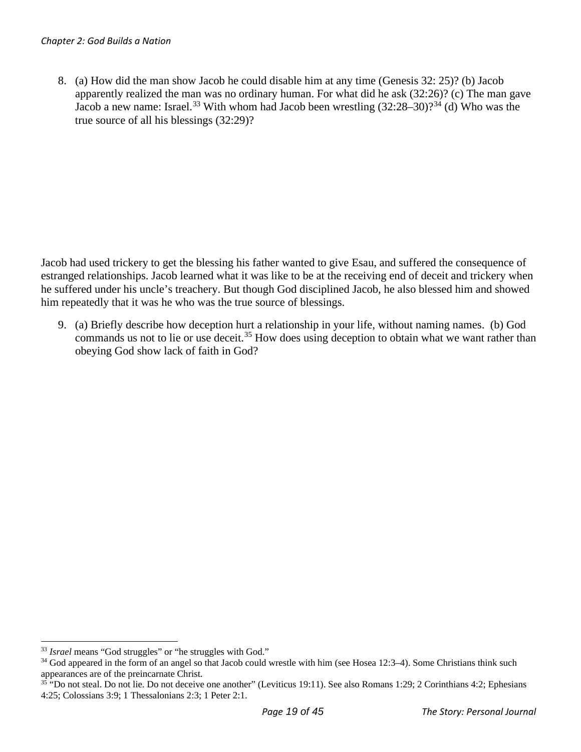8. (a) How did the man show Jacob he could disable him at any time (Genesis 32: 25)? (b) Jacob apparently realized the man was no ordinary human. For what did he ask (32:26)? (c) The man gave Jacob a new name: Israel.[33] With whom had Jacob been wrestling (32:28–30)?[34] (d) Who was the true source of all his blessings (32:29)?

Jacob had used trickery to get the blessing his father wanted to give Esau, and suffered the consequence of estranged relationships. Jacob learned what it was like to be at the receiving end of deceit and trickery when he suffered under his uncle's treachery. But though God disciplined Jacob, he also blessed him and showed him repeatedly that it was he who was the true source of blessings.

9. (a) Briefly describe how deception hurt a relationship in your life, without naming names. (b) God commands us not to lie or use deceit.[35] How does using deception to obtain what we want rather than obeying God show lack of faith in God?

---

[33] *Israel* means "God struggles" or "he struggles with God."

[34] God appeared in the form of an angel so that Jacob could wrestle with him (see Hosea 12:3–4). Some Christians think such appearances are of the preincarnate Christ.

[35] "Do not steal. Do not lie. Do not deceive one another" (Leviticus 19:11). See also Romans 1:29; 2 Corinthians 4:2; Ephesians 4:25; Colossians 3:9; 1 Thessalonians 2:3; 1 Peter 2:1.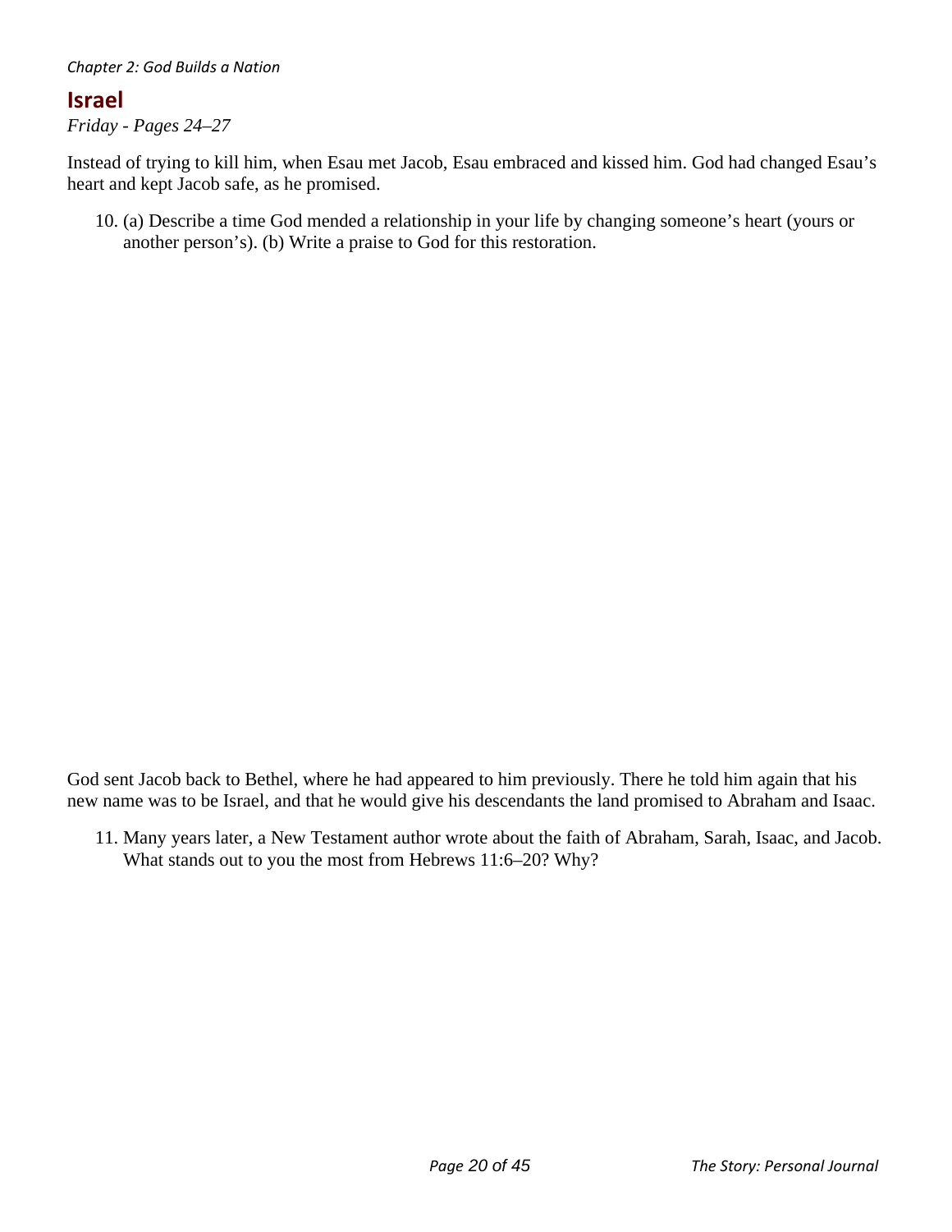*Chapter 2: God Builds a Nation*

## Israel

*Friday - Pages 24–27*

Instead of trying to kill him, when Esau met Jacob, Esau embraced and kissed him. God had changed Esau's heart and kept Jacob safe, as he promised.

10. (a) Describe a time God mended a relationship in your life by changing someone's heart (yours or another person's). (b) Write a praise to God for this restoration.

God sent Jacob back to Bethel, where he had appeared to him previously. There he told him again that his new name was to be Israel, and that he would give his descendants the land promised to Abraham and Isaac.

11. Many years later, a New Testament author wrote about the faith of Abraham, Sarah, Isaac, and Jacob. What stands out to you the most from Hebrews 11:6–20? Why?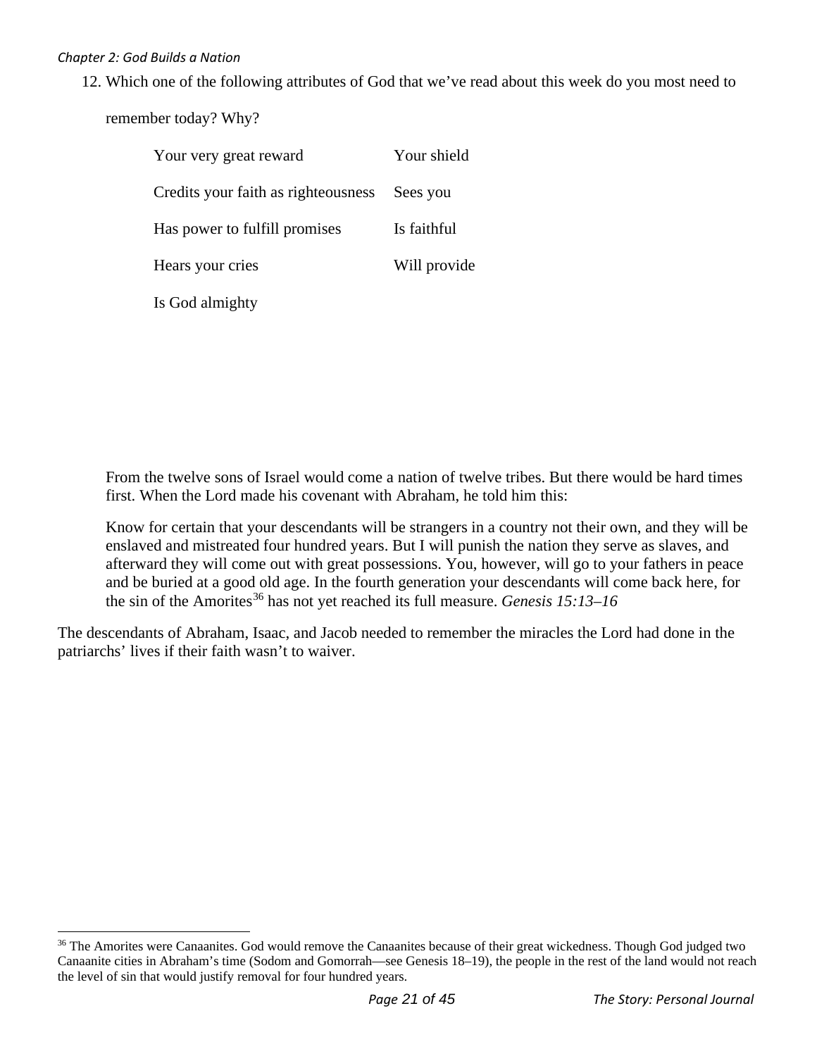12. Which one of the following attributes of God that we've read about this week do you most need to remember today? Why?

| | |
|---|---|
| Your very great reward | Your shield |
| Credits your faith as righteousness | Sees you |
| Has power to fulfill promises | Is faithful |
| Hears your cries | Will provide |
| Is God almighty | |

From the twelve sons of Israel would come a nation of twelve tribes. But there would be hard times first. When the Lord made his covenant with Abraham, he told him this:

> Know for certain that your descendants will be strangers in a country not their own, and they will be enslaved and mistreated four hundred years. But I will punish the nation they serve as slaves, and afterward they will come out with great possessions. You, however, will go to your fathers in peace and be buried at a good old age. In the fourth generation your descendants will come back here, for the sin of the Amorites[36] has not yet reached its full measure. *Genesis 15:13–16*

The descendants of Abraham, Isaac, and Jacob needed to remember the miracles the Lord had done in the patriarchs' lives if their faith wasn't to waiver.

---

[36] The Amorites were Canaanites. God would remove the Canaanites because of their great wickedness. Though God judged two Canaanite cities in Abraham's time (Sodom and Gomorrah—see Genesis 18–19), the people in the rest of the land would not reach the level of sin that would justify removal for four hundred years.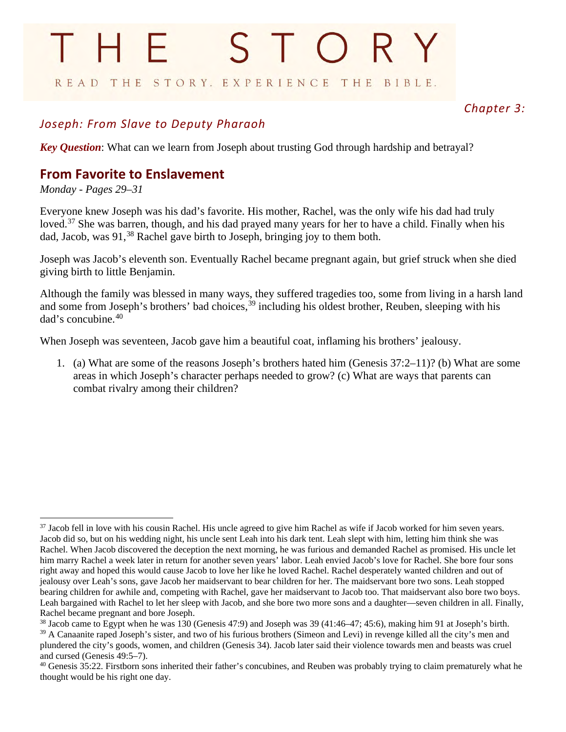# THE STORY

READ THE STORY. EXPERIENCE THE BIBLE.

*Chapter 3:*

## *Joseph: From Slave to Deputy Pharaoh*

***Key Question***: What can we learn from Joseph about trusting God through hardship and betrayal?

## From Favorite to Enslavement

*Monday - Pages 29–31*

Everyone knew Joseph was his dad's favorite. His mother, Rachel, was the only wife his dad had truly loved.[37] She was barren, though, and his dad prayed many years for her to have a child. Finally when his dad, Jacob, was 91,[38] Rachel gave birth to Joseph, bringing joy to them both.

Joseph was Jacob's eleventh son. Eventually Rachel became pregnant again, but grief struck when she died giving birth to little Benjamin.

Although the family was blessed in many ways, they suffered tragedies too, some from living in a harsh land and some from Joseph's brothers' bad choices,[39] including his oldest brother, Reuben, sleeping with his dad's concubine.[40]

When Joseph was seventeen, Jacob gave him a beautiful coat, inflaming his brothers' jealousy.

1. (a) What are some of the reasons Joseph's brothers hated him (Genesis 37:2–11)? (b) What are some areas in which Joseph's character perhaps needed to grow? (c) What are ways that parents can combat rivalry among their children?

---

[37] Jacob fell in love with his cousin Rachel. His uncle agreed to give him Rachel as wife if Jacob worked for him seven years. Jacob did so, but on his wedding night, his uncle sent Leah into his dark tent. Leah slept with him, letting him think she was Rachel. When Jacob discovered the deception the next morning, he was furious and demanded Rachel as promised. His uncle let him marry Rachel a week later in return for another seven years' labor. Leah envied Jacob's love for Rachel. She bore four sons right away and hoped this would cause Jacob to love her like he loved Rachel. Rachel desperately wanted children and out of jealousy over Leah's sons, gave Jacob her maidservant to bear children for her. The maidservant bore two sons. Leah stopped bearing children for awhile and, competing with Rachel, gave her maidservant to Jacob too. That maidservant also bore two boys. Leah bargained with Rachel to let her sleep with Jacob, and she bore two more sons and a daughter—seven children in all. Finally, Rachel became pregnant and bore Joseph.

[38] Jacob came to Egypt when he was 130 (Genesis 47:9) and Joseph was 39 (41:46–47; 45:6), making him 91 at Joseph's birth.

[39] A Canaanite raped Joseph's sister, and two of his furious brothers (Simeon and Levi) in revenge killed all the city's men and plundered the city's goods, women, and children (Genesis 34). Jacob later said their violence towards men and beasts was cruel and cursed (Genesis 49:5–7).

[40] Genesis 35:22. Firstborn sons inherited their father's concubines, and Reuben was probably trying to claim prematurely what he thought would be his right one day.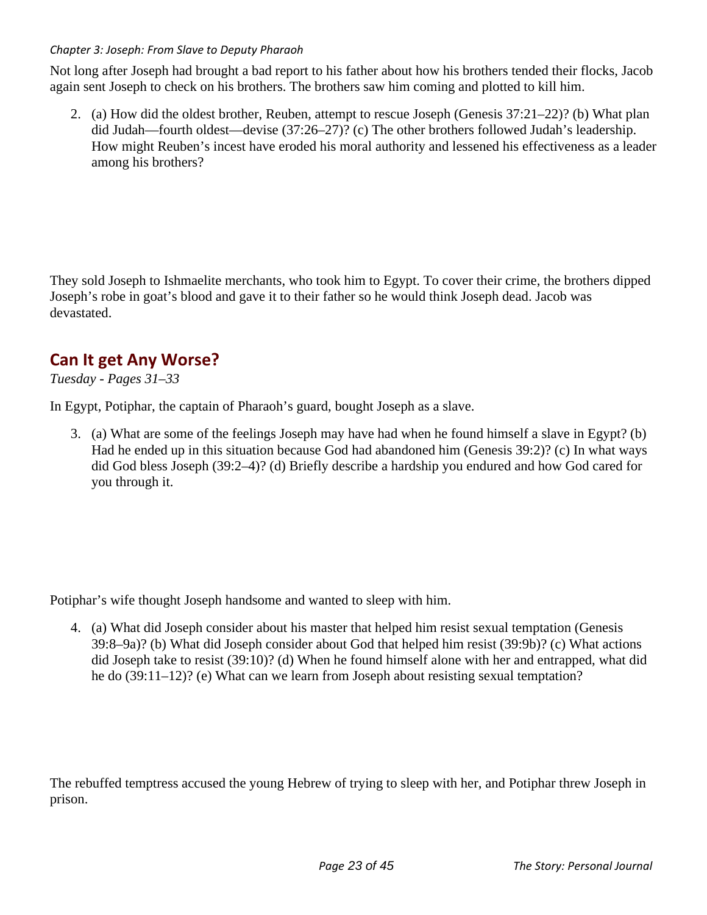*Chapter 3: Joseph: From Slave to Deputy Pharaoh*

Not long after Joseph had brought a bad report to his father about how his brothers tended their flocks, Jacob again sent Joseph to check on his brothers. The brothers saw him coming and plotted to kill him.

2. (a) How did the oldest brother, Reuben, attempt to rescue Joseph (Genesis 37:21–22)? (b) What plan did Judah—fourth oldest—devise (37:26–27)? (c) The other brothers followed Judah's leadership. How might Reuben's incest have eroded his moral authority and lessened his effectiveness as a leader among his brothers?

They sold Joseph to Ishmaelite merchants, who took him to Egypt. To cover their crime, the brothers dipped Joseph's robe in goat's blood and gave it to their father so he would think Joseph dead. Jacob was devastated.

## Can It get Any Worse?

*Tuesday - Pages 31–33*

In Egypt, Potiphar, the captain of Pharaoh's guard, bought Joseph as a slave.

3. (a) What are some of the feelings Joseph may have had when he found himself a slave in Egypt? (b) Had he ended up in this situation because God had abandoned him (Genesis 39:2)? (c) In what ways did God bless Joseph (39:2–4)? (d) Briefly describe a hardship you endured and how God cared for you through it.

Potiphar's wife thought Joseph handsome and wanted to sleep with him.

4. (a) What did Joseph consider about his master that helped him resist sexual temptation (Genesis 39:8–9a)? (b) What did Joseph consider about God that helped him resist (39:9b)? (c) What actions did Joseph take to resist (39:10)? (d) When he found himself alone with her and entrapped, what did he do (39:11–12)? (e) What can we learn from Joseph about resisting sexual temptation?

The rebuffed temptress accused the young Hebrew of trying to sleep with her, and Potiphar threw Joseph in prison.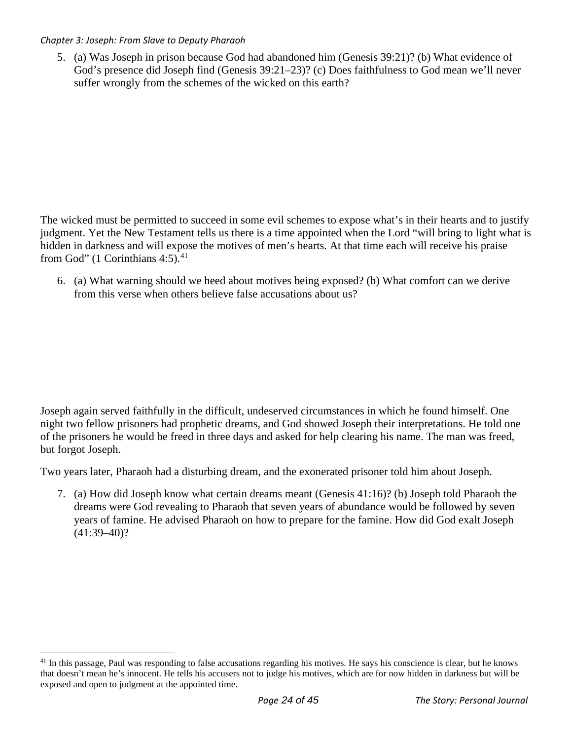5. (a) Was Joseph in prison because God had abandoned him (Genesis 39:21)? (b) What evidence of God's presence did Joseph find (Genesis 39:21–23)? (c) Does faithfulness to God mean we'll never suffer wrongly from the schemes of the wicked on this earth?

The wicked must be permitted to succeed in some evil schemes to expose what's in their hearts and to justify judgment. Yet the New Testament tells us there is a time appointed when the Lord "will bring to light what is hidden in darkness and will expose the motives of men's hearts. At that time each will receive his praise from God" (1 Corinthians 4:5).[41]

6. (a) What warning should we heed about motives being exposed? (b) What comfort can we derive from this verse when others believe false accusations about us?

Joseph again served faithfully in the difficult, undeserved circumstances in which he found himself. One night two fellow prisoners had prophetic dreams, and God showed Joseph their interpretations. He told one of the prisoners he would be freed in three days and asked for help clearing his name. The man was freed, but forgot Joseph.

Two years later, Pharaoh had a disturbing dream, and the exonerated prisoner told him about Joseph.

7. (a) How did Joseph know what certain dreams meant (Genesis 41:16)? (b) Joseph told Pharaoh the dreams were God revealing to Pharaoh that seven years of abundance would be followed by seven years of famine. He advised Pharaoh on how to prepare for the famine. How did God exalt Joseph (41:39–40)?

---

[41] In this passage, Paul was responding to false accusations regarding his motives. He says his conscience is clear, but he knows that doesn't mean he's innocent. He tells his accusers not to judge his motives, which are for now hidden in darkness but will be exposed and open to judgment at the appointed time.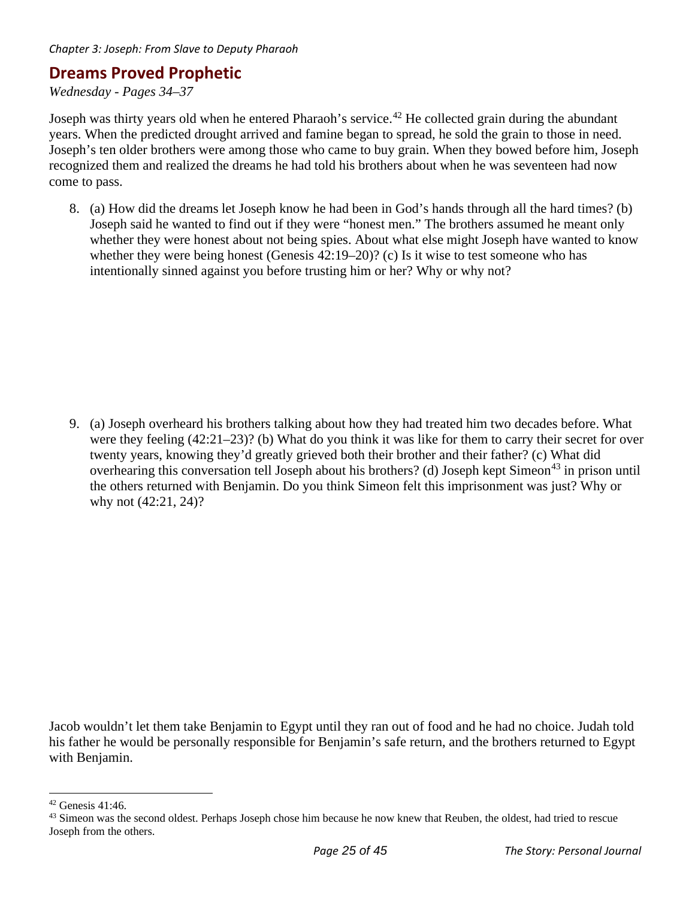## Dreams Proved Prophetic

*Wednesday - Pages 34–37*

Joseph was thirty years old when he entered Pharaoh's service.[42] He collected grain during the abundant years. When the predicted drought arrived and famine began to spread, he sold the grain to those in need. Joseph's ten older brothers were among those who came to buy grain. When they bowed before him, Joseph recognized them and realized the dreams he had told his brothers about when he was seventeen had now come to pass.

8. (a) How did the dreams let Joseph know he had been in God's hands through all the hard times? (b) Joseph said he wanted to find out if they were "honest men." The brothers assumed he meant only whether they were honest about not being spies. About what else might Joseph have wanted to know whether they were being honest (Genesis 42:19–20)? (c) Is it wise to test someone who has intentionally sinned against you before trusting him or her? Why or why not?

9. (a) Joseph overheard his brothers talking about how they had treated him two decades before. What were they feeling (42:21–23)? (b) What do you think it was like for them to carry their secret for over twenty years, knowing they'd greatly grieved both their brother and their father? (c) What did overhearing this conversation tell Joseph about his brothers? (d) Joseph kept Simeon[43] in prison until the others returned with Benjamin. Do you think Simeon felt this imprisonment was just? Why or why not (42:21, 24)?

Jacob wouldn't let them take Benjamin to Egypt until they ran out of food and he had no choice. Judah told his father he would be personally responsible for Benjamin's safe return, and the brothers returned to Egypt with Benjamin.

---

[42] Genesis 41:46.

[43] Simeon was the second oldest. Perhaps Joseph chose him because he now knew that Reuben, the oldest, had tried to rescue Joseph from the others.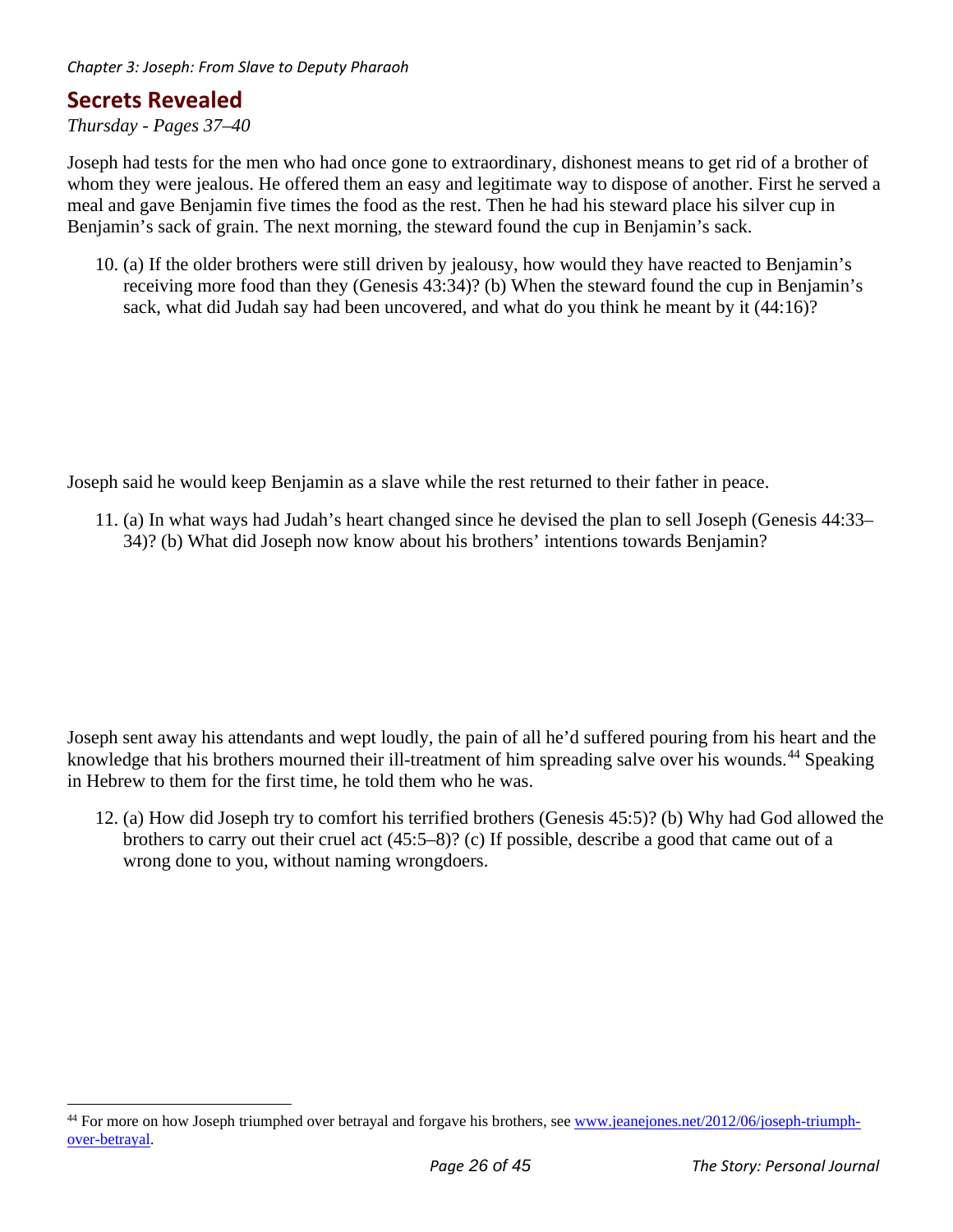## Secrets Revealed

*Thursday - Pages 37–40*

Joseph had tests for the men who had once gone to extraordinary, dishonest means to get rid of a brother of whom they were jealous. He offered them an easy and legitimate way to dispose of another. First he served a meal and gave Benjamin five times the food as the rest. Then he had his steward place his silver cup in Benjamin's sack of grain. The next morning, the steward found the cup in Benjamin's sack.

10. (a) If the older brothers were still driven by jealousy, how would they have reacted to Benjamin's receiving more food than they (Genesis 43:34)? (b) When the steward found the cup in Benjamin's sack, what did Judah say had been uncovered, and what do you think he meant by it (44:16)?

Joseph said he would keep Benjamin as a slave while the rest returned to their father in peace.

11. (a) In what ways had Judah's heart changed since he devised the plan to sell Joseph (Genesis 44:33–34)? (b) What did Joseph now know about his brothers' intentions towards Benjamin?

Joseph sent away his attendants and wept loudly, the pain of all he'd suffered pouring from his heart and the knowledge that his brothers mourned their ill-treatment of him spreading salve over his wounds.[44] Speaking in Hebrew to them for the first time, he told them who he was.

12. (a) How did Joseph try to comfort his terrified brothers (Genesis 45:5)? (b) Why had God allowed the brothers to carry out their cruel act (45:5–8)? (c) If possible, describe a good that came out of a wrong done to you, without naming wrongdoers.

---

[44] For more on how Joseph triumphed over betrayal and forgave his brothers, see [www.jeanejones.net/2012/06/joseph-triumph-over-betrayal](http://www.jeanejones.net/2012/06/joseph-triumph-over-betrayal).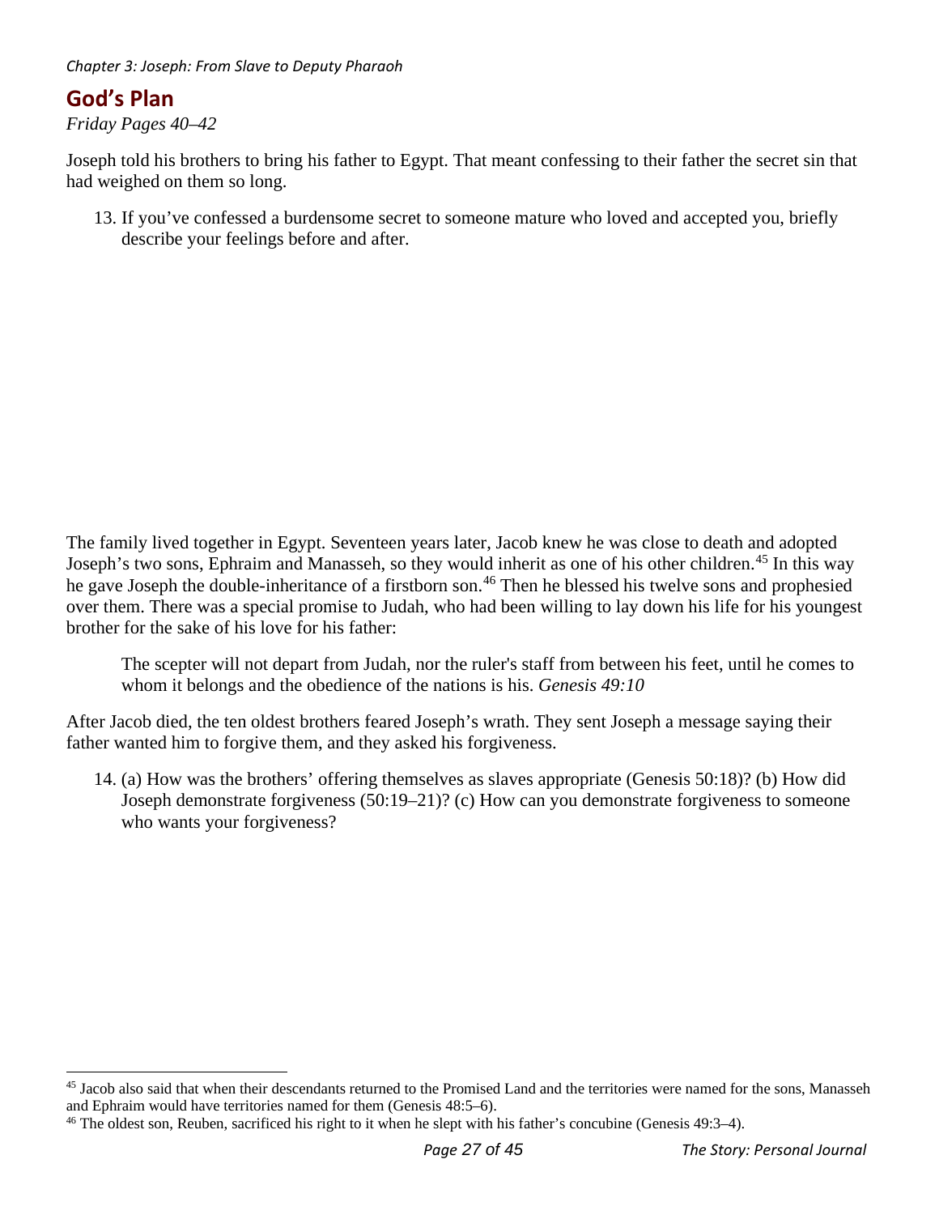## God's Plan

*Friday Pages 40–42*

Joseph told his brothers to bring his father to Egypt. That meant confessing to their father the secret sin that had weighed on them so long.

13. If you've confessed a burdensome secret to someone mature who loved and accepted you, briefly describe your feelings before and after.

The family lived together in Egypt. Seventeen years later, Jacob knew he was close to death and adopted Joseph's two sons, Ephraim and Manasseh, so they would inherit as one of his other children.[45] In this way he gave Joseph the double-inheritance of a firstborn son.[46] Then he blessed his twelve sons and prophesied over them. There was a special promise to Judah, who had been willing to lay down his life for his youngest brother for the sake of his love for his father:

> The scepter will not depart from Judah, nor the ruler's staff from between his feet, until he comes to whom it belongs and the obedience of the nations is his. *Genesis 49:10*

After Jacob died, the ten oldest brothers feared Joseph's wrath. They sent Joseph a message saying their father wanted him to forgive them, and they asked his forgiveness.

14. (a) How was the brothers' offering themselves as slaves appropriate (Genesis 50:18)? (b) How did Joseph demonstrate forgiveness (50:19–21)? (c) How can you demonstrate forgiveness to someone who wants your forgiveness?

---

[45] Jacob also said that when their descendants returned to the Promised Land and the territories were named for the sons, Manasseh and Ephraim would have territories named for them (Genesis 48:5–6).

[46] The oldest son, Reuben, sacrificed his right to it when he slept with his father's concubine (Genesis 49:3–4).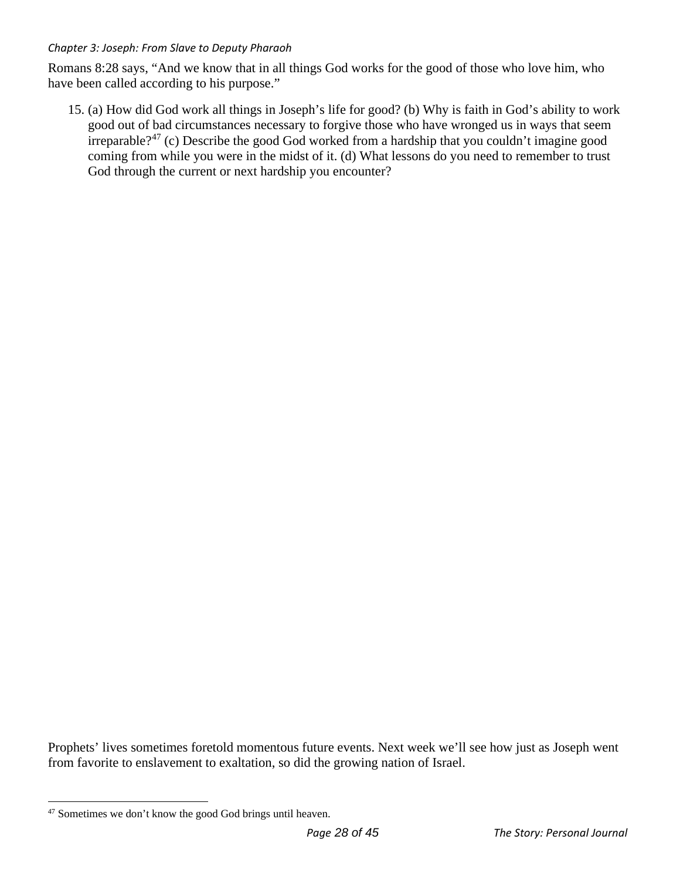Romans 8:28 says, “And we know that in all things God works for the good of those who love him, who have been called according to his purpose.”

15. (a) How did God work all things in Joseph’s life for good? (b) Why is faith in God’s ability to work good out of bad circumstances necessary to forgive those who have wronged us in ways that seem irreparable?[47] (c) Describe the good God worked from a hardship that you couldn’t imagine good coming from while you were in the midst of it. (d) What lessons do you need to remember to trust God through the current or next hardship you encounter?

Prophets’ lives sometimes foretold momentous future events. Next week we’ll see how just as Joseph went from favorite to enslavement to exaltation, so did the growing nation of Israel.

[47] Sometimes we don’t know the good God brings until heaven.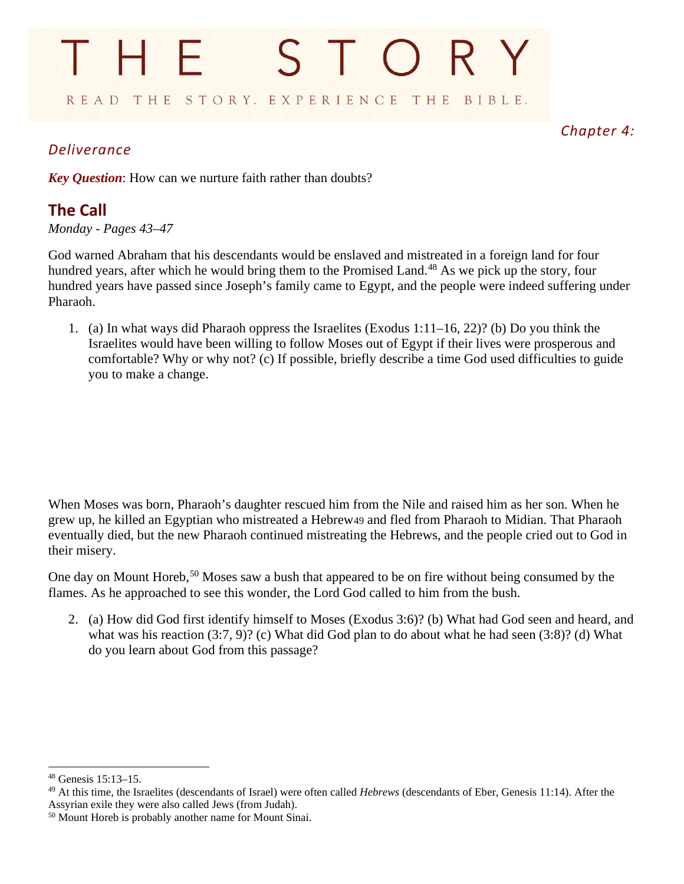# THE STORY

READ THE STORY. EXPERIENCE THE BIBLE.

*Chapter 4: Deliverance*

***Key Question***: How can we nurture faith rather than doubts?

## The Call

*Monday - Pages 43–47*

God warned Abraham that his descendants would be enslaved and mistreated in a foreign land for four hundred years, after which he would bring them to the Promised Land.[48] As we pick up the story, four hundred years have passed since Joseph's family came to Egypt, and the people were indeed suffering under Pharaoh.

1. (a) In what ways did Pharaoh oppress the Israelites (Exodus 1:11–16, 22)? (b) Do you think the Israelites would have been willing to follow Moses out of Egypt if their lives were prosperous and comfortable? Why or why not? (c) If possible, briefly describe a time God used difficulties to guide you to make a change.

When Moses was born, Pharaoh's daughter rescued him from the Nile and raised him as her son. When he grew up, he killed an Egyptian who mistreated a Hebrew[49] and fled from Pharaoh to Midian. That Pharaoh eventually died, but the new Pharaoh continued mistreating the Hebrews, and the people cried out to God in their misery.

One day on Mount Horeb,[50] Moses saw a bush that appeared to be on fire without being consumed by the flames. As he approached to see this wonder, the Lord God called to him from the bush.

2. (a) How did God first identify himself to Moses (Exodus 3:6)? (b) What had God seen and heard, and what was his reaction (3:7, 9)? (c) What did God plan to do about what he had seen (3:8)? (d) What do you learn about God from this passage?

---

[48] Genesis 15:13–15.

[49] At this time, the Israelites (descendants of Israel) were often called *Hebrews* (descendants of Eber, Genesis 11:14). After the Assyrian exile they were also called Jews (from Judah).

[50] Mount Horeb is probably another name for Mount Sinai.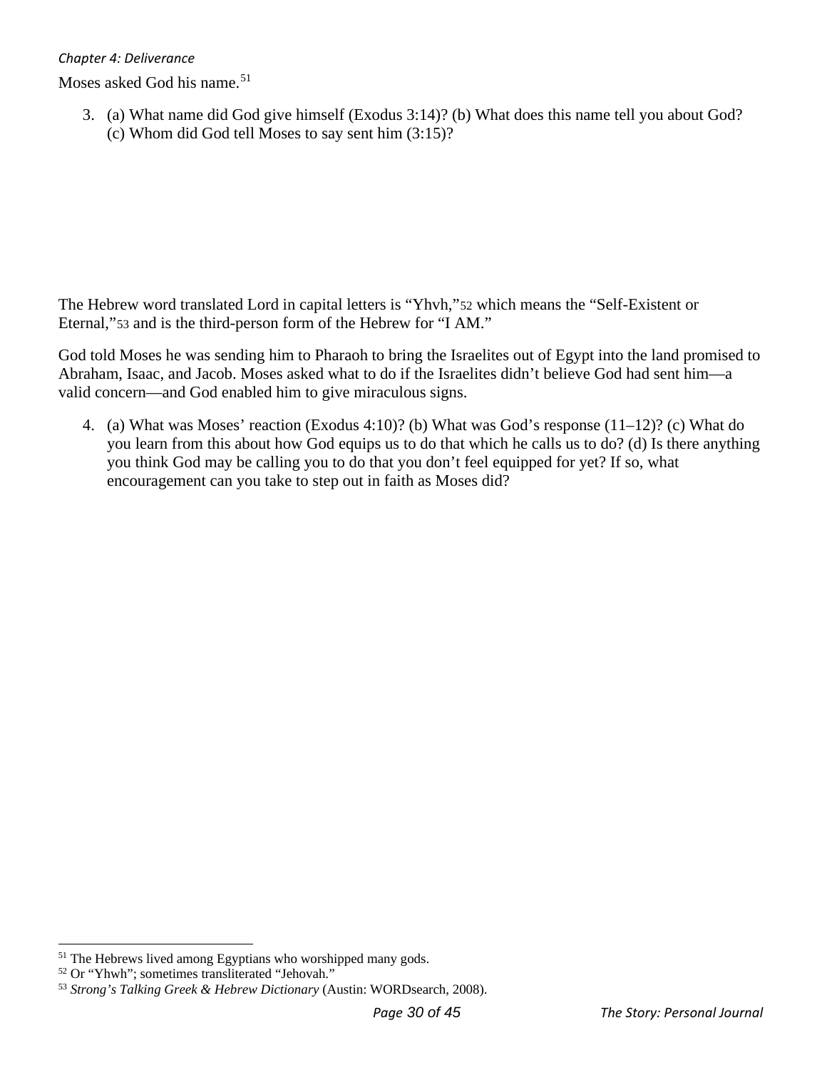Moses asked God his name.[51]

3. (a) What name did God give himself (Exodus 3:14)? (b) What does this name tell you about God? (c) Whom did God tell Moses to say sent him (3:15)?

The Hebrew word translated Lord in capital letters is “Yhvh,”[52] which means the “Self-Existent or Eternal,”[53] and is the third-person form of the Hebrew for “I AM.”

God told Moses he was sending him to Pharaoh to bring the Israelites out of Egypt into the land promised to Abraham, Isaac, and Jacob. Moses asked what to do if the Israelites didn’t believe God had sent him—a valid concern—and God enabled him to give miraculous signs.

4. (a) What was Moses’ reaction (Exodus 4:10)? (b) What was God’s response (11–12)? (c) What do you learn from this about how God equips us to do that which he calls us to do? (d) Is there anything you think God may be calling you to do that you don’t feel equipped for yet? If so, what encouragement can you take to step out in faith as Moses did?

---

[51] The Hebrews lived among Egyptians who worshipped many gods.

[52] Or “Yhwh”; sometimes transliterated “Jehovah.”

[53] *Strong’s Talking Greek & Hebrew Dictionary* (Austin: WORDsearch, 2008).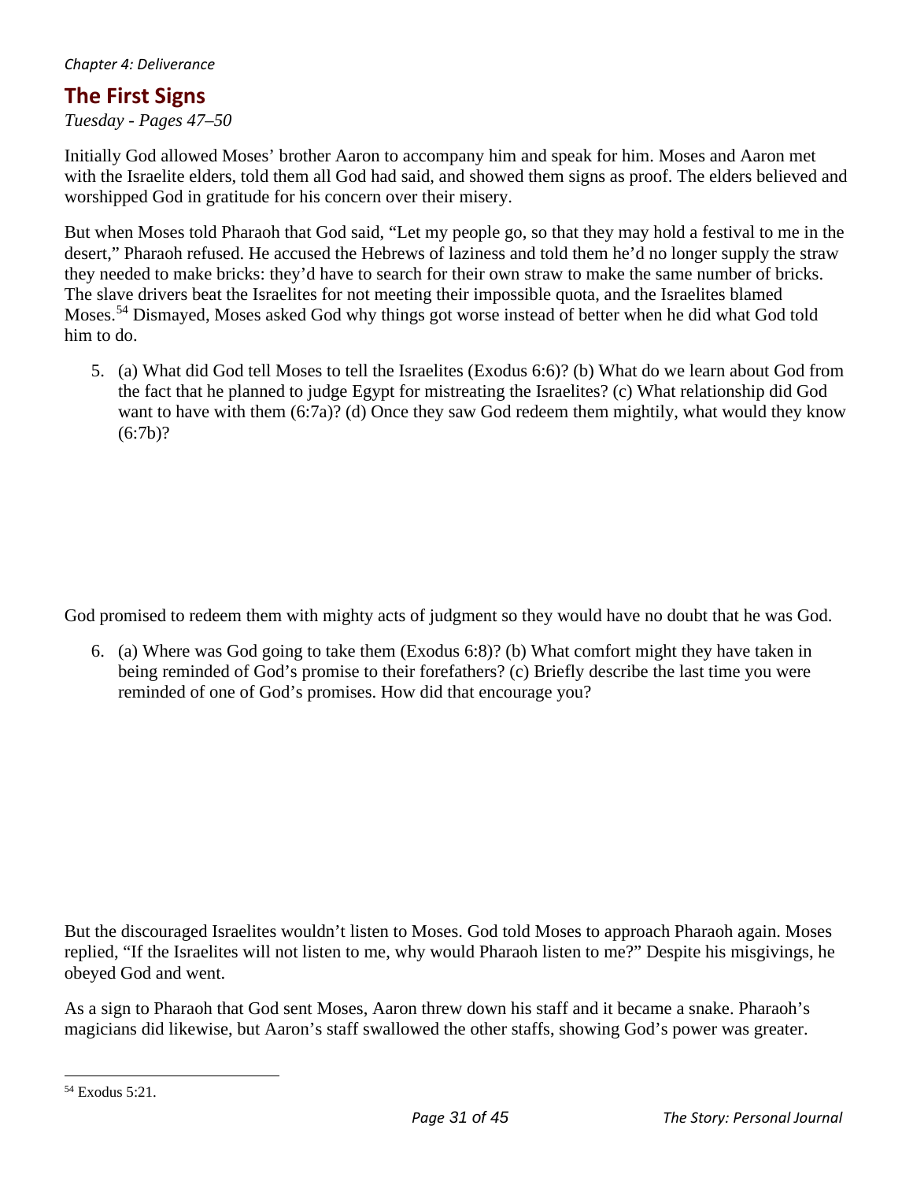*Chapter 4: Deliverance*

## The First Signs

*Tuesday - Pages 47–50*

Initially God allowed Moses' brother Aaron to accompany him and speak for him. Moses and Aaron met with the Israelite elders, told them all God had said, and showed them signs as proof. The elders believed and worshipped God in gratitude for his concern over their misery.

But when Moses told Pharaoh that God said, "Let my people go, so that they may hold a festival to me in the desert," Pharaoh refused. He accused the Hebrews of laziness and told them he'd no longer supply the straw they needed to make bricks: they'd have to search for their own straw to make the same number of bricks. The slave drivers beat the Israelites for not meeting their impossible quota, and the Israelites blamed Moses.[54] Dismayed, Moses asked God why things got worse instead of better when he did what God told him to do.

5. (a) What did God tell Moses to tell the Israelites (Exodus 6:6)? (b) What do we learn about God from the fact that he planned to judge Egypt for mistreating the Israelites? (c) What relationship did God want to have with them (6:7a)? (d) Once they saw God redeem them mightily, what would they know (6:7b)?

God promised to redeem them with mighty acts of judgment so they would have no doubt that he was God.

6. (a) Where was God going to take them (Exodus 6:8)? (b) What comfort might they have taken in being reminded of God's promise to their forefathers? (c) Briefly describe the last time you were reminded of one of God's promises. How did that encourage you?

But the discouraged Israelites wouldn't listen to Moses. God told Moses to approach Pharaoh again. Moses replied, "If the Israelites will not listen to me, why would Pharaoh listen to me?" Despite his misgivings, he obeyed God and went.

As a sign to Pharaoh that God sent Moses, Aaron threw down his staff and it became a snake. Pharaoh's magicians did likewise, but Aaron's staff swallowed the other staffs, showing God's power was greater.

---

[54] Exodus 5:21.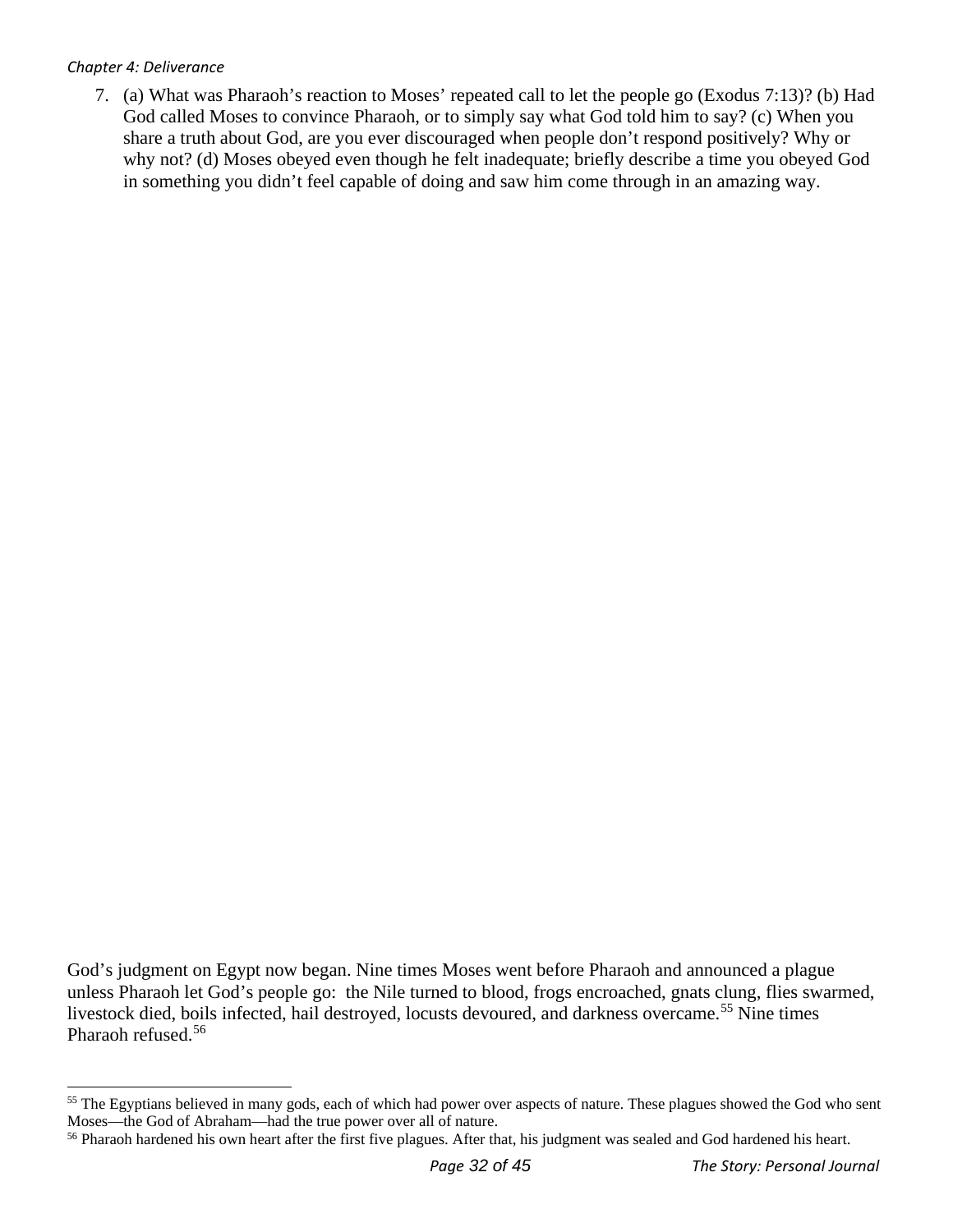7. (a) What was Pharaoh's reaction to Moses' repeated call to let the people go (Exodus 7:13)? (b) Had God called Moses to convince Pharaoh, or to simply say what God told him to say? (c) When you share a truth about God, are you ever discouraged when people don't respond positively? Why or why not? (d) Moses obeyed even though he felt inadequate; briefly describe a time you obeyed God in something you didn't feel capable of doing and saw him come through in an amazing way.

God's judgment on Egypt now began. Nine times Moses went before Pharaoh and announced a plague unless Pharaoh let God's people go: the Nile turned to blood, frogs encroached, gnats clung, flies swarmed, livestock died, boils infected, hail destroyed, locusts devoured, and darkness overcame.[55] Nine times Pharaoh refused.[56]

---

[55] The Egyptians believed in many gods, each of which had power over aspects of nature. These plagues showed the God who sent Moses—the God of Abraham—had the true power over all of nature.

[56] Pharaoh hardened his own heart after the first five plagues. After that, his judgment was sealed and God hardened his heart.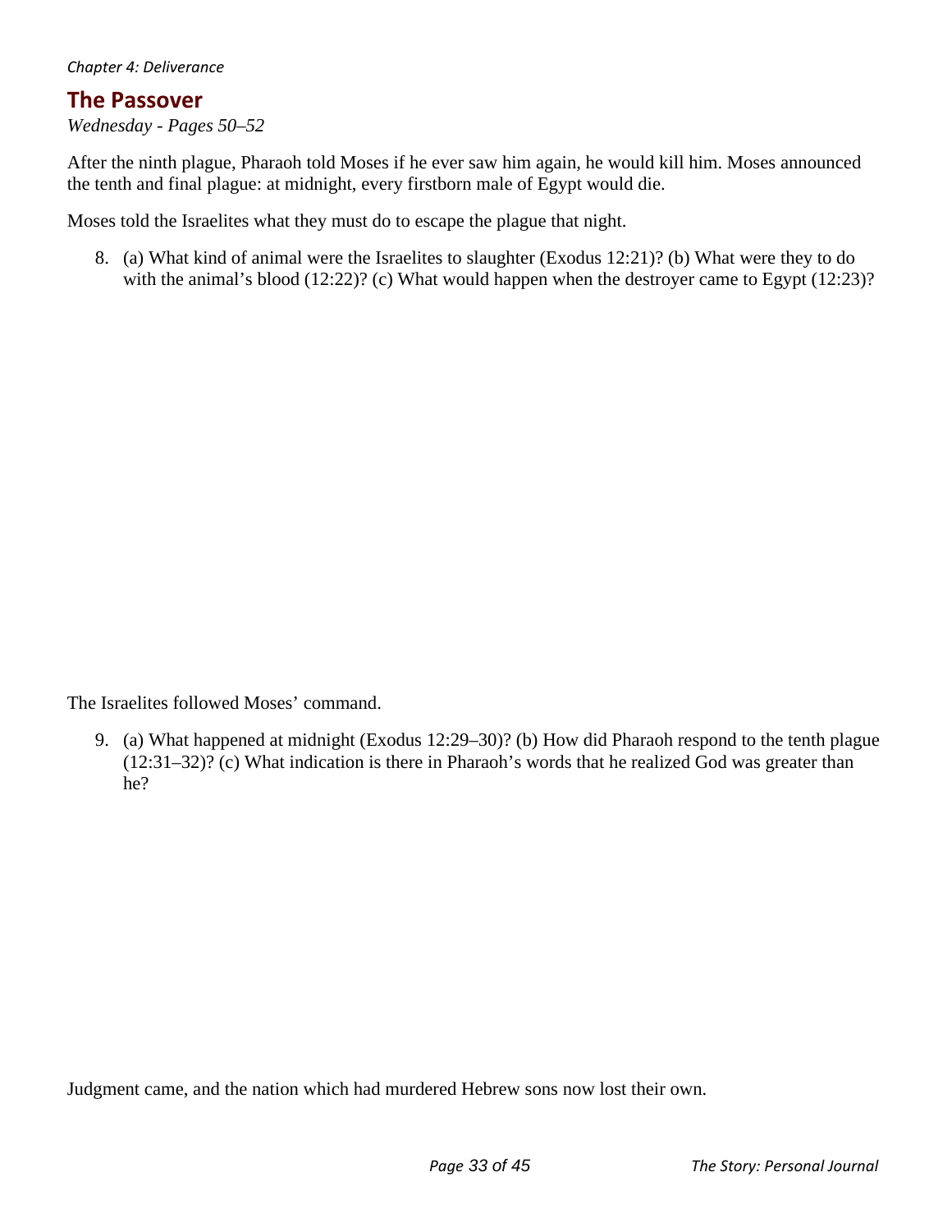*Chapter 4: Deliverance*

## The Passover

*Wednesday - Pages 50–52*

After the ninth plague, Pharaoh told Moses if he ever saw him again, he would kill him. Moses announced the tenth and final plague: at midnight, every firstborn male of Egypt would die.

Moses told the Israelites what they must do to escape the plague that night.

8. (a) What kind of animal were the Israelites to slaughter (Exodus 12:21)? (b) What were they to do with the animal's blood (12:22)? (c) What would happen when the destroyer came to Egypt (12:23)?

The Israelites followed Moses' command.

9. (a) What happened at midnight (Exodus 12:29–30)? (b) How did Pharaoh respond to the tenth plague (12:31–32)? (c) What indication is there in Pharaoh's words that he realized God was greater than he?

Judgment came, and the nation which had murdered Hebrew sons now lost their own.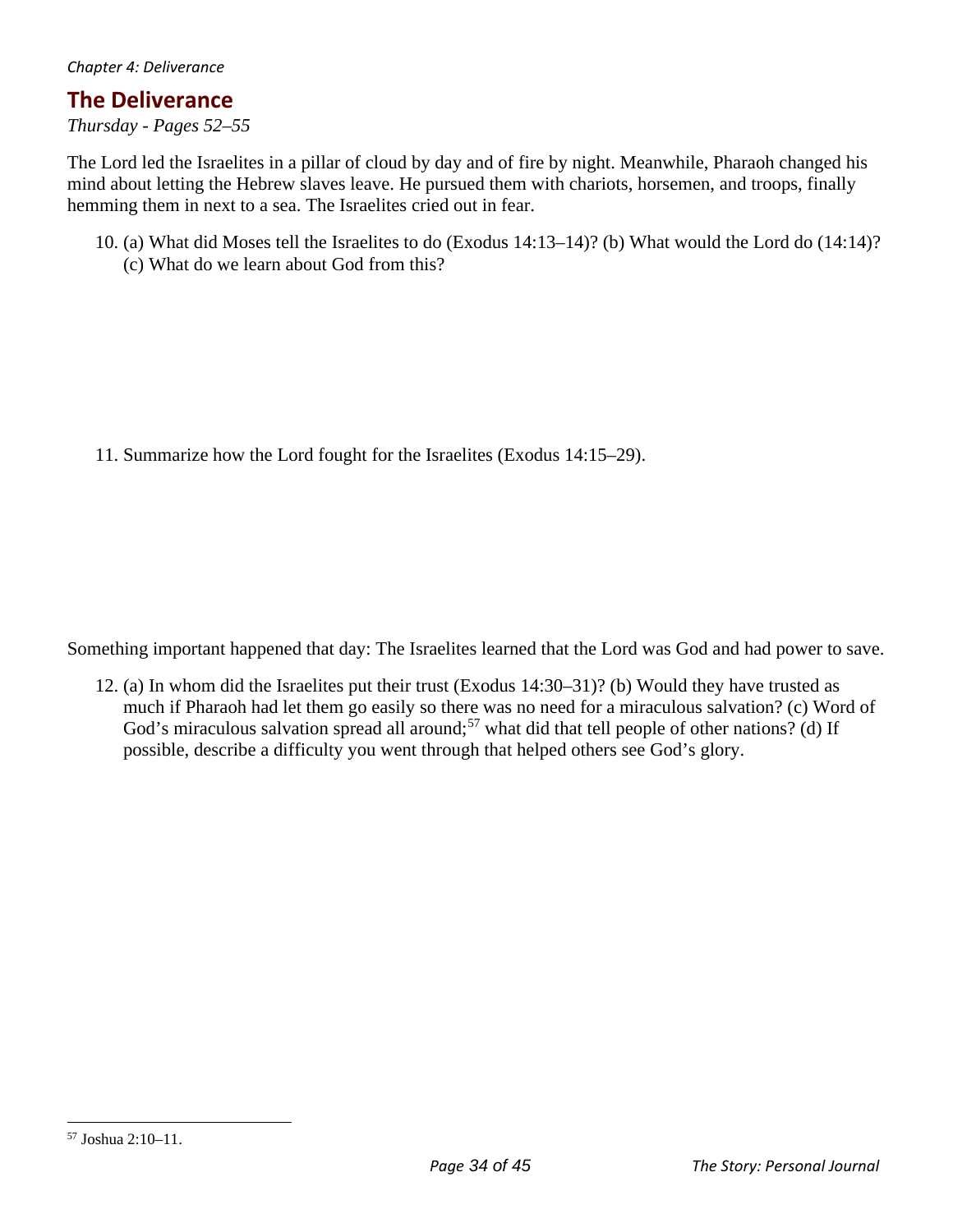*Chapter 4: Deliverance*

## The Deliverance

*Thursday - Pages 52–55*

The Lord led the Israelites in a pillar of cloud by day and of fire by night. Meanwhile, Pharaoh changed his mind about letting the Hebrew slaves leave. He pursued them with chariots, horsemen, and troops, finally hemming them in next to a sea. The Israelites cried out in fear.

10. (a) What did Moses tell the Israelites to do (Exodus 14:13–14)? (b) What would the Lord do (14:14)? (c) What do we learn about God from this?

11. Summarize how the Lord fought for the Israelites (Exodus 14:15–29).

Something important happened that day: The Israelites learned that the Lord was God and had power to save.

12. (a) In whom did the Israelites put their trust (Exodus 14:30–31)? (b) Would they have trusted as much if Pharaoh had let them go easily so there was no need for a miraculous salvation? (c) Word of God's miraculous salvation spread all around;[57] what did that tell people of other nations? (d) If possible, describe a difficulty you went through that helped others see God's glory.

[57] Joshua 2:10–11.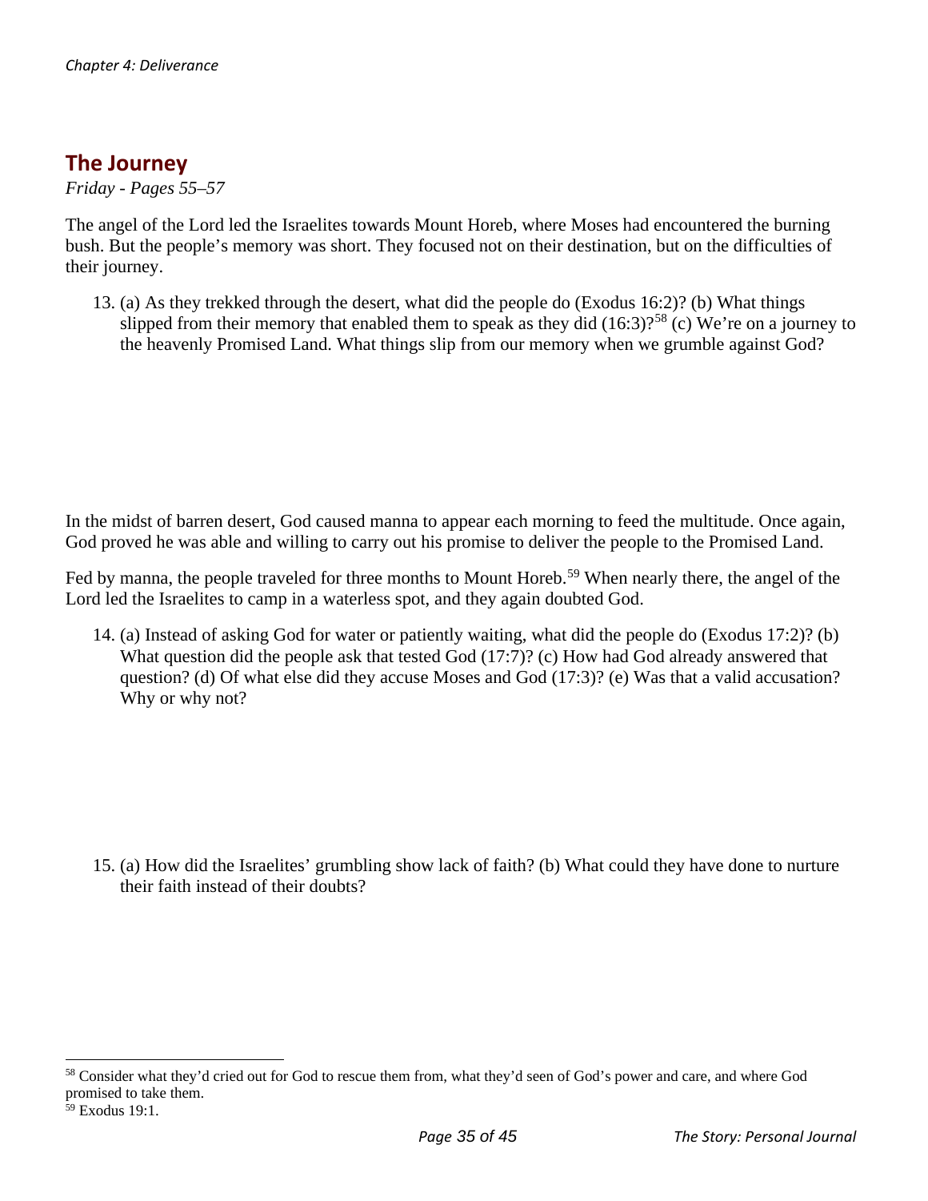## The Journey

*Friday - Pages 55–57*

The angel of the Lord led the Israelites towards Mount Horeb, where Moses had encountered the burning bush. But the people's memory was short. They focused not on their destination, but on the difficulties of their journey.

13. (a) As they trekked through the desert, what did the people do (Exodus 16:2)? (b) What things slipped from their memory that enabled them to speak as they did (16:3)?[58] (c) We're on a journey to the heavenly Promised Land. What things slip from our memory when we grumble against God?

In the midst of barren desert, God caused manna to appear each morning to feed the multitude. Once again, God proved he was able and willing to carry out his promise to deliver the people to the Promised Land.

Fed by manna, the people traveled for three months to Mount Horeb.[59] When nearly there, the angel of the Lord led the Israelites to camp in a waterless spot, and they again doubted God.

14. (a) Instead of asking God for water or patiently waiting, what did the people do (Exodus 17:2)? (b) What question did the people ask that tested God (17:7)? (c) How had God already answered that question? (d) Of what else did they accuse Moses and God (17:3)? (e) Was that a valid accusation? Why or why not?

15. (a) How did the Israelites' grumbling show lack of faith? (b) What could they have done to nurture their faith instead of their doubts?

---

[58] Consider what they'd cried out for God to rescue them from, what they'd seen of God's power and care, and where God promised to take them.

[59] Exodus 19:1.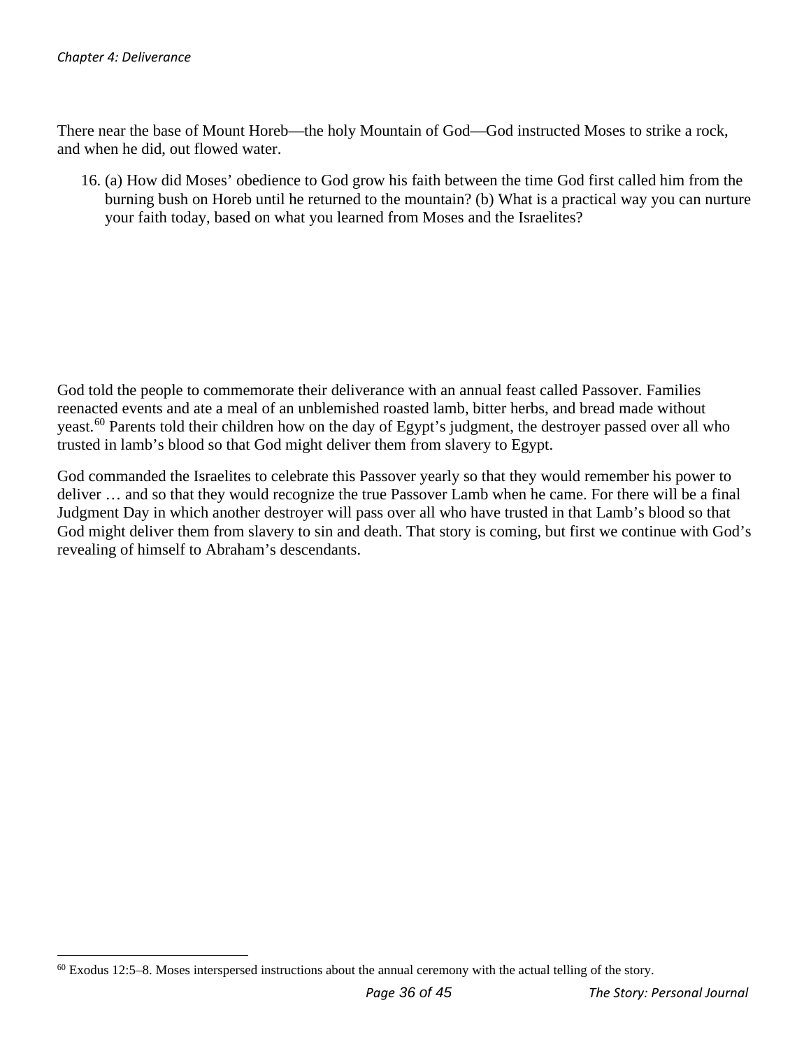There near the base of Mount Horeb—the holy Mountain of God—God instructed Moses to strike a rock, and when he did, out flowed water.

16. (a) How did Moses' obedience to God grow his faith between the time God first called him from the burning bush on Horeb until he returned to the mountain? (b) What is a practical way you can nurture your faith today, based on what you learned from Moses and the Israelites?

God told the people to commemorate their deliverance with an annual feast called Passover. Families reenacted events and ate a meal of an unblemished roasted lamb, bitter herbs, and bread made without yeast.[60] Parents told their children how on the day of Egypt's judgment, the destroyer passed over all who trusted in lamb's blood so that God might deliver them from slavery to Egypt.

God commanded the Israelites to celebrate this Passover yearly so that they would remember his power to deliver … and so that they would recognize the true Passover Lamb when he came. For there will be a final Judgment Day in which another destroyer will pass over all who have trusted in that Lamb's blood so that God might deliver them from slavery to sin and death. That story is coming, but first we continue with God's revealing of himself to Abraham's descendants.

[60] Exodus 12:5–8. Moses interspersed instructions about the annual ceremony with the actual telling of the story.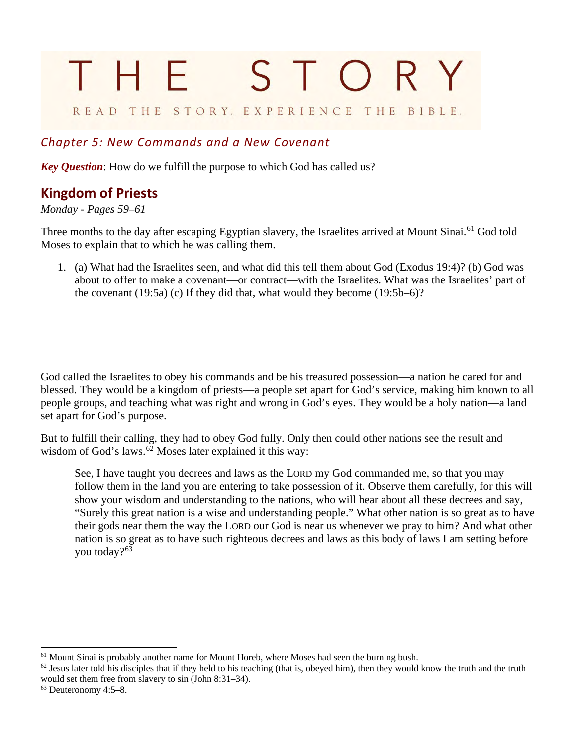# THE STORY

READ THE STORY. EXPERIENCE THE BIBLE.

## *Chapter 5: New Commands and a New Covenant*

***Key Question***: How do we fulfill the purpose to which God has called us?

## Kingdom of Priests

*Monday - Pages 59–61*

Three months to the day after escaping Egyptian slavery, the Israelites arrived at Mount Sinai.[61] God told Moses to explain that to which he was calling them.

1. (a) What had the Israelites seen, and what did this tell them about God (Exodus 19:4)? (b) God was about to offer to make a covenant—or contract—with the Israelites. What was the Israelites' part of the covenant (19:5a) (c) If they did that, what would they become (19:5b–6)?

God called the Israelites to obey his commands and be his treasured possession—a nation he cared for and blessed. They would be a kingdom of priests—a people set apart for God's service, making him known to all people groups, and teaching what was right and wrong in God's eyes. They would be a holy nation—a land set apart for God's purpose.

But to fulfill their calling, they had to obey God fully. Only then could other nations see the result and wisdom of God's laws.[62] Moses later explained it this way:

> See, I have taught you decrees and laws as the LORD my God commanded me, so that you may follow them in the land you are entering to take possession of it. Observe them carefully, for this will show your wisdom and understanding to the nations, who will hear about all these decrees and say, "Surely this great nation is a wise and understanding people." What other nation is so great as to have their gods near them the way the LORD our God is near us whenever we pray to him? And what other nation is so great as to have such righteous decrees and laws as this body of laws I am setting before you today?[63]

---

[61] Mount Sinai is probably another name for Mount Horeb, where Moses had seen the burning bush.

[62] Jesus later told his disciples that if they held to his teaching (that is, obeyed him), then they would know the truth and the truth would set them free from slavery to sin (John 8:31–34).

[63] Deuteronomy 4:5–8.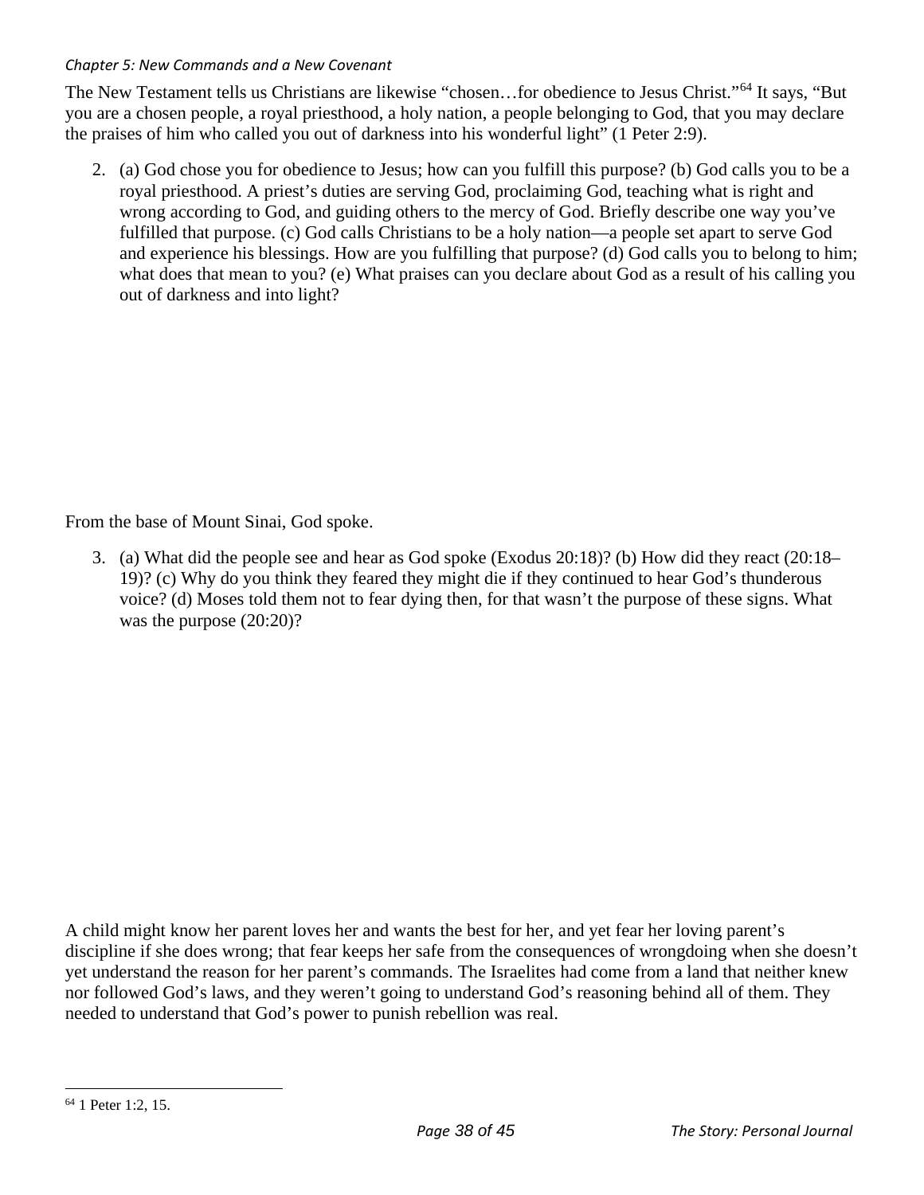*Chapter 5: New Commands and a New Covenant*

The New Testament tells us Christians are likewise "chosen…for obedience to Jesus Christ."[64] It says, "But you are a chosen people, a royal priesthood, a holy nation, a people belonging to God, that you may declare the praises of him who called you out of darkness into his wonderful light" (1 Peter 2:9).

2. (a) God chose you for obedience to Jesus; how can you fulfill this purpose? (b) God calls you to be a royal priesthood. A priest's duties are serving God, proclaiming God, teaching what is right and wrong according to God, and guiding others to the mercy of God. Briefly describe one way you've fulfilled that purpose. (c) God calls Christians to be a holy nation—a people set apart to serve God and experience his blessings. How are you fulfilling that purpose? (d) God calls you to belong to him; what does that mean to you? (e) What praises can you declare about God as a result of his calling you out of darkness and into light?

From the base of Mount Sinai, God spoke.

3. (a) What did the people see and hear as God spoke (Exodus 20:18)? (b) How did they react (20:18–19)? (c) Why do you think they feared they might die if they continued to hear God's thunderous voice? (d) Moses told them not to fear dying then, for that wasn't the purpose of these signs. What was the purpose (20:20)?

A child might know her parent loves her and wants the best for her, and yet fear her loving parent's discipline if she does wrong; that fear keeps her safe from the consequences of wrongdoing when she doesn't yet understand the reason for her parent's commands. The Israelites had come from a land that neither knew nor followed God's laws, and they weren't going to understand God's reasoning behind all of them. They needed to understand that God's power to punish rebellion was real.

---

[64] 1 Peter 1:2, 15.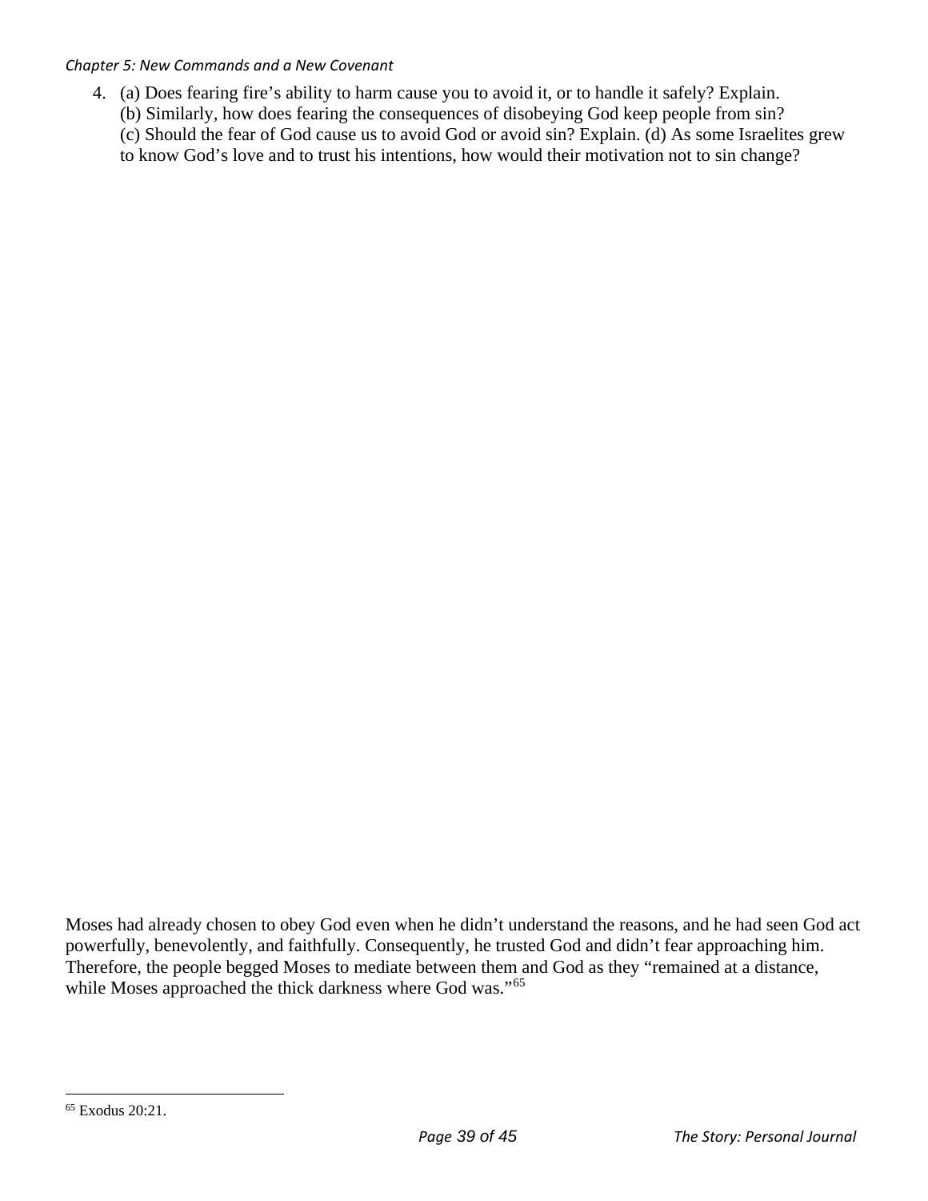4. (a) Does fearing fire's ability to harm cause you to avoid it, or to handle it safely? Explain.
   (b) Similarly, how does fearing the consequences of disobeying God keep people from sin?
   (c) Should the fear of God cause us to avoid God or avoid sin? Explain. (d) As some Israelites grew to know God's love and to trust his intentions, how would their motivation not to sin change?

Moses had already chosen to obey God even when he didn't understand the reasons, and he had seen God act powerfully, benevolently, and faithfully. Consequently, he trusted God and didn't fear approaching him. Therefore, the people begged Moses to mediate between them and God as they "remained at a distance, while Moses approached the thick darkness where God was."[65]

[65] Exodus 20:21.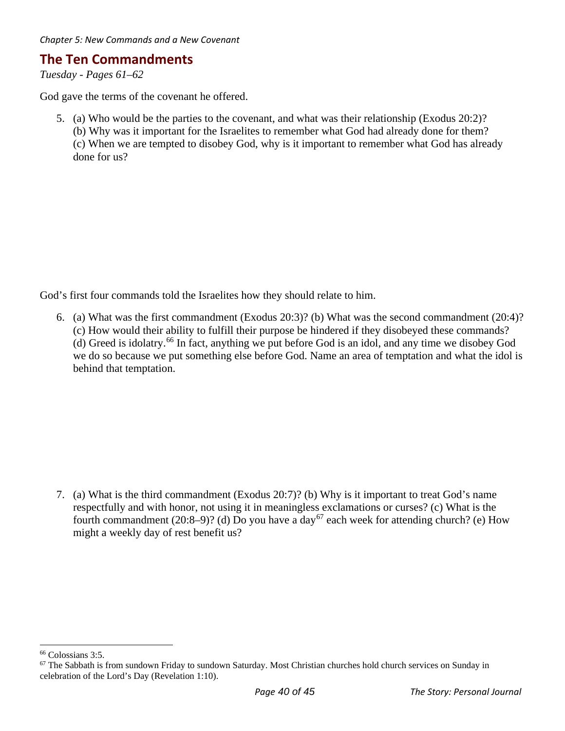*Chapter 5: New Commands and a New Covenant*

## The Ten Commandments

*Tuesday - Pages 61–62*

God gave the terms of the covenant he offered.

5. (a) Who would be the parties to the covenant, and what was their relationship (Exodus 20:2)? (b) Why was it important for the Israelites to remember what God had already done for them? (c) When we are tempted to disobey God, why is it important to remember what God has already done for us?

God's first four commands told the Israelites how they should relate to him.

6. (a) What was the first commandment (Exodus 20:3)? (b) What was the second commandment (20:4)? (c) How would their ability to fulfill their purpose be hindered if they disobeyed these commands? (d) Greed is idolatry.[66] In fact, anything we put before God is an idol, and any time we disobey God we do so because we put something else before God. Name an area of temptation and what the idol is behind that temptation.

7. (a) What is the third commandment (Exodus 20:7)? (b) Why is it important to treat God's name respectfully and with honor, not using it in meaningless exclamations or curses? (c) What is the fourth commandment (20:8–9)? (d) Do you have a day[67] each week for attending church? (e) How might a weekly day of rest benefit us?

---

[66] Colossians 3:5.

[67] The Sabbath is from sundown Friday to sundown Saturday. Most Christian churches hold church services on Sunday in celebration of the Lord's Day (Revelation 1:10).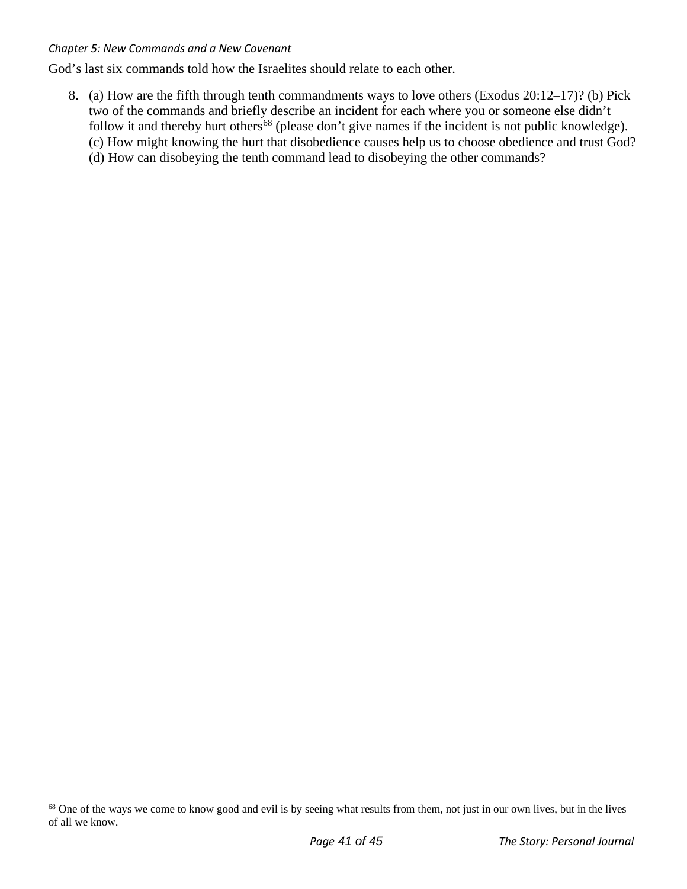God's last six commands told how the Israelites should relate to each other.

8. (a) How are the fifth through tenth commandments ways to love others (Exodus 20:12–17)? (b) Pick two of the commands and briefly describe an incident for each where you or someone else didn't follow it and thereby hurt others[68] (please don't give names if the incident is not public knowledge). (c) How might knowing the hurt that disobedience causes help us to choose obedience and trust God? (d) How can disobeying the tenth command lead to disobeying the other commands?

[68] One of the ways we come to know good and evil is by seeing what results from them, not just in our own lives, but in the lives of all we know.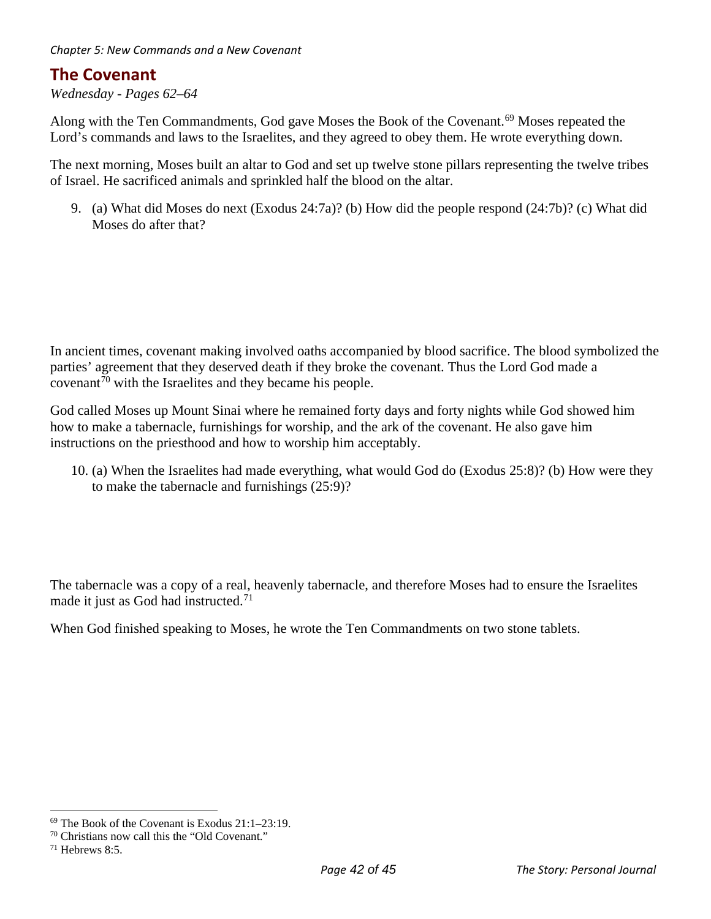## The Covenant

*Wednesday - Pages 62–64*

Along with the Ten Commandments, God gave Moses the Book of the Covenant.[69] Moses repeated the Lord's commands and laws to the Israelites, and they agreed to obey them. He wrote everything down.

The next morning, Moses built an altar to God and set up twelve stone pillars representing the twelve tribes of Israel. He sacrificed animals and sprinkled half the blood on the altar.

9. (a) What did Moses do next (Exodus 24:7a)? (b) How did the people respond (24:7b)? (c) What did Moses do after that?

In ancient times, covenant making involved oaths accompanied by blood sacrifice. The blood symbolized the parties' agreement that they deserved death if they broke the covenant. Thus the Lord God made a covenant[70] with the Israelites and they became his people.

God called Moses up Mount Sinai where he remained forty days and forty nights while God showed him how to make a tabernacle, furnishings for worship, and the ark of the covenant. He also gave him instructions on the priesthood and how to worship him acceptably.

10. (a) When the Israelites had made everything, what would God do (Exodus 25:8)? (b) How were they to make the tabernacle and furnishings (25:9)?

The tabernacle was a copy of a real, heavenly tabernacle, and therefore Moses had to ensure the Israelites made it just as God had instructed.[71]

When God finished speaking to Moses, he wrote the Ten Commandments on two stone tablets.

---

[69] The Book of the Covenant is Exodus 21:1–23:19.

[70] Christians now call this the "Old Covenant."

[71] Hebrews 8:5.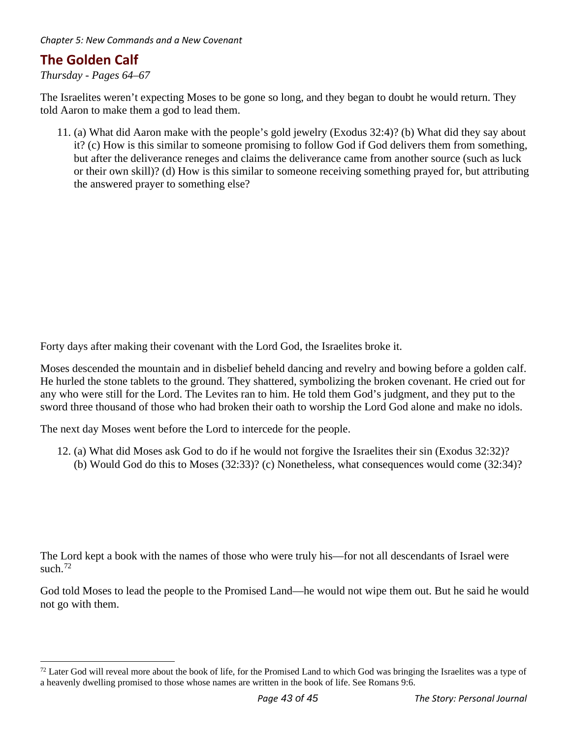*Chapter 5: New Commands and a New Covenant*

## The Golden Calf

*Thursday - Pages 64–67*

The Israelites weren't expecting Moses to be gone so long, and they began to doubt he would return. They told Aaron to make them a god to lead them.

11. (a) What did Aaron make with the people's gold jewelry (Exodus 32:4)? (b) What did they say about it? (c) How is this similar to someone promising to follow God if God delivers them from something, but after the deliverance reneges and claims the deliverance came from another source (such as luck or their own skill)? (d) How is this similar to someone receiving something prayed for, but attributing the answered prayer to something else?

Forty days after making their covenant with the Lord God, the Israelites broke it.

Moses descended the mountain and in disbelief beheld dancing and revelry and bowing before a golden calf. He hurled the stone tablets to the ground. They shattered, symbolizing the broken covenant. He cried out for any who were still for the Lord. The Levites ran to him. He told them God's judgment, and they put to the sword three thousand of those who had broken their oath to worship the Lord God alone and make no idols.

The next day Moses went before the Lord to intercede for the people.

12. (a) What did Moses ask God to do if he would not forgive the Israelites their sin (Exodus 32:32)? (b) Would God do this to Moses (32:33)? (c) Nonetheless, what consequences would come (32:34)?

The Lord kept a book with the names of those who were truly his—for not all descendants of Israel were such.[72]

God told Moses to lead the people to the Promised Land—he would not wipe them out. But he said he would not go with them.

---

[72] Later God will reveal more about the book of life, for the Promised Land to which God was bringing the Israelites was a type of a heavenly dwelling promised to those whose names are written in the book of life. See Romans 9:6.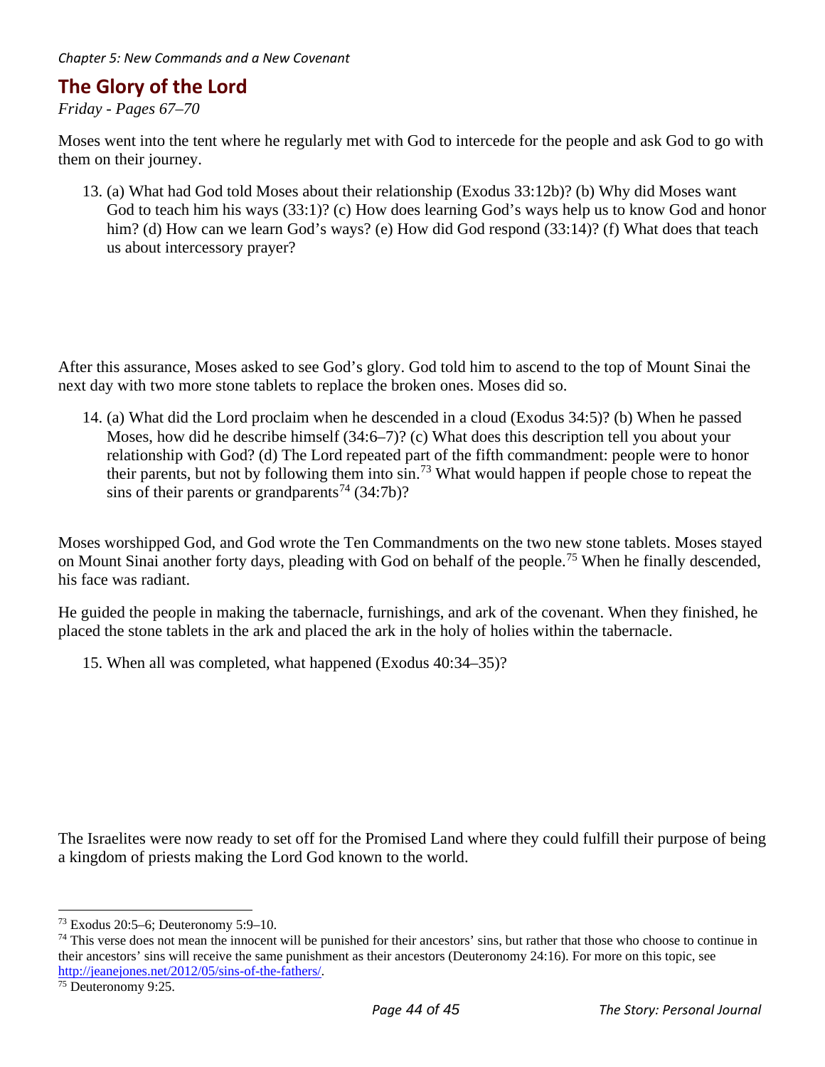## The Glory of the Lord

*Friday - Pages 67–70*

Moses went into the tent where he regularly met with God to intercede for the people and ask God to go with them on their journey.

13. (a) What had God told Moses about their relationship (Exodus 33:12b)? (b) Why did Moses want God to teach him his ways (33:1)? (c) How does learning God's ways help us to know God and honor him? (d) How can we learn God's ways? (e) How did God respond (33:14)? (f) What does that teach us about intercessory prayer?

After this assurance, Moses asked to see God's glory. God told him to ascend to the top of Mount Sinai the next day with two more stone tablets to replace the broken ones. Moses did so.

14. (a) What did the Lord proclaim when he descended in a cloud (Exodus 34:5)? (b) When he passed Moses, how did he describe himself (34:6–7)? (c) What does this description tell you about your relationship with God? (d) The Lord repeated part of the fifth commandment: people were to honor their parents, but not by following them into sin.[73] What would happen if people chose to repeat the sins of their parents or grandparents[74] (34:7b)?

Moses worshipped God, and God wrote the Ten Commandments on the two new stone tablets. Moses stayed on Mount Sinai another forty days, pleading with God on behalf of the people.[75] When he finally descended, his face was radiant.

He guided the people in making the tabernacle, furnishings, and ark of the covenant. When they finished, he placed the stone tablets in the ark and placed the ark in the holy of holies within the tabernacle.

15. When all was completed, what happened (Exodus 40:34–35)?

The Israelites were now ready to set off for the Promised Land where they could fulfill their purpose of being a kingdom of priests making the Lord God known to the world.

---

[73] Exodus 20:5–6; Deuteronomy 5:9–10.

[74] This verse does not mean the innocent will be punished for their ancestors' sins, but rather that those who choose to continue in their ancestors' sins will receive the same punishment as their ancestors (Deuteronomy 24:16). For more on this topic, see http://jeanejones.net/2012/05/sins-of-the-fathers/.

[75] Deuteronomy 9:25.